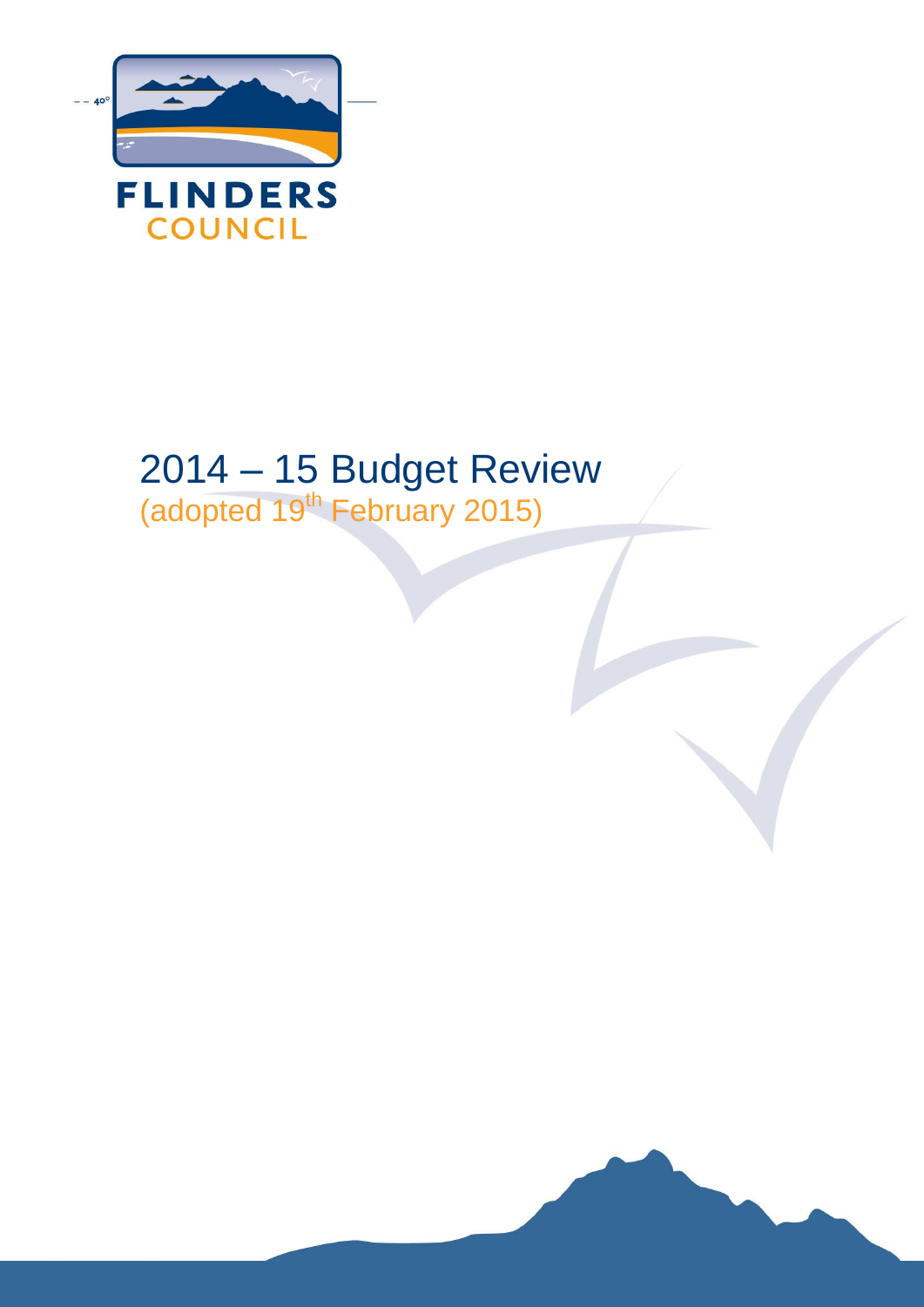FLINDERS COUNCIL

# 2014 – 15 Budget Review

(adopted 19th February 2015)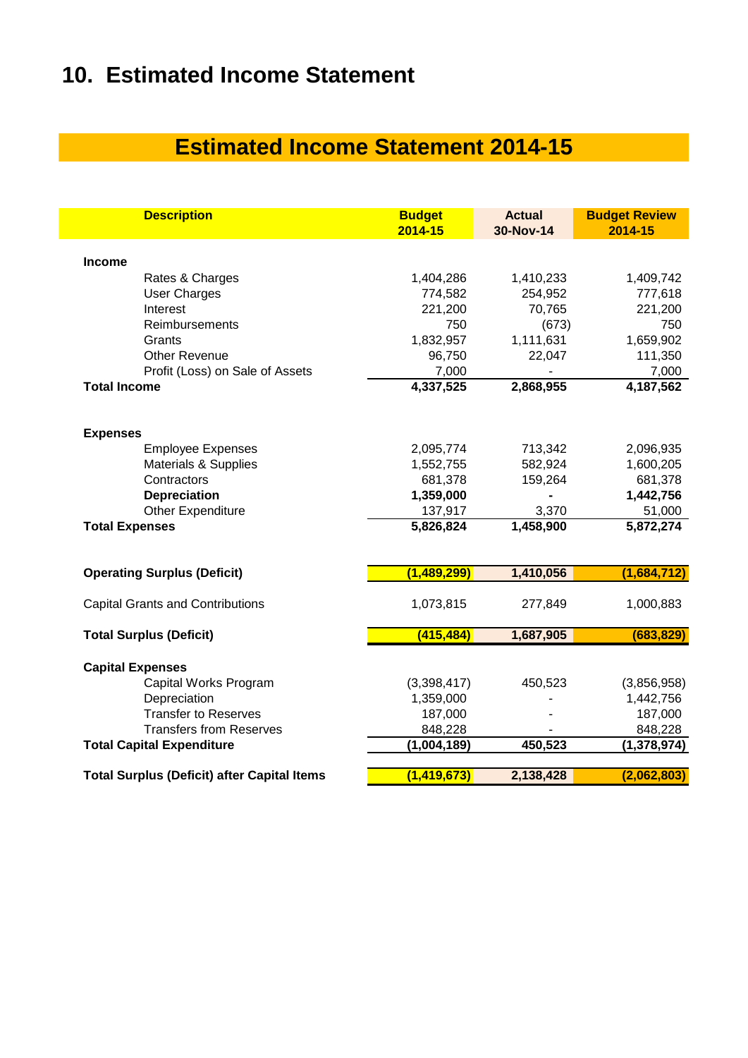# 10. Estimated Income Statement

## Estimated Income Statement 2014-15

| Description | Budget 2014-15 | Actual 30-Nov-14 | Budget Review 2014-15 |
|---|---|---|---|
| **Income** | | | |
| Rates & Charges | 1,404,286 | 1,410,233 | 1,409,742 |
| User Charges | 774,582 | 254,952 | 777,618 |
| Interest | 221,200 | 70,765 | 221,200 |
| Reimbursements | 750 | (673) | 750 |
| Grants | 1,832,957 | 1,111,631 | 1,659,902 |
| Other Revenue | 96,750 | 22,047 | 111,350 |
| Profit (Loss) on Sale of Assets | 7,000 | - | 7,000 |
| **Total Income** | **4,337,525** | **2,868,955** | **4,187,562** |
| **Expenses** | | | |
| Employee Expenses | 2,095,774 | 713,342 | 2,096,935 |
| Materials & Supplies | 1,552,755 | 582,924 | 1,600,205 |
| Contractors | 681,378 | 159,264 | 681,378 |
| **Depreciation** | **1,359,000** | **-** | **1,442,756** |
| Other Expenditure | 137,917 | 3,370 | 51,000 |
| **Total Expenses** | **5,826,824** | **1,458,900** | **5,872,274** |
| **Operating Surplus (Deficit)** | **(1,489,299)** | **1,410,056** | **(1,684,712)** |
| Capital Grants and Contributions | 1,073,815 | 277,849 | 1,000,883 |
| **Total Surplus (Deficit)** | **(415,484)** | **1,687,905** | **(683,829)** |
| **Capital Expenses** | | | |
| Capital Works Program | (3,398,417) | 450,523 | (3,856,958) |
| Depreciation | 1,359,000 | - | 1,442,756 |
| Transfer to Reserves | 187,000 | - | 187,000 |
| Transfers from Reserves | 848,228 | - | 848,228 |
| **Total Capital Expenditure** | **(1,004,189)** | **450,523** | **(1,378,974)** |
| **Total Surplus (Deficit) after Capital Items** | **(1,419,673)** | **2,138,428** | **(2,062,803)** |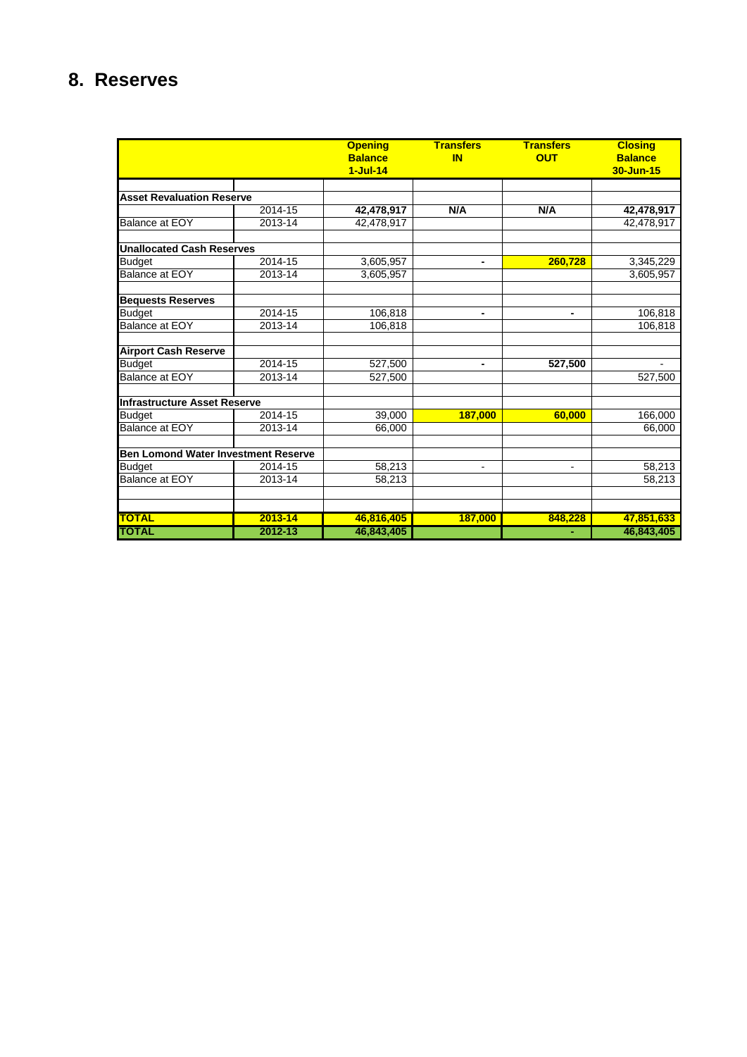# 8. Reserves

| | | Opening Balance 1-Jul-14 | Transfers IN | Transfers OUT | Closing Balance 30-Jun-15 |
|---|---|---|---|---|---|
| **Asset Revaluation Reserve** | | | | | |
| | 2014-15 | **42,478,917** | **N/A** | **N/A** | **42,478,917** |
| Balance at EOY | 2013-14 | 42,478,917 | | | 42,478,917 |
| **Unallocated Cash Reserves** | | | | | |
| Budget | 2014-15 | 3,605,957 | **-** | **260,728** | 3,345,229 |
| Balance at EOY | 2013-14 | 3,605,957 | | | 3,605,957 |
| **Bequests Reserves** | | | | | |
| Budget | 2014-15 | 106,818 | **-** | **-** | 106,818 |
| Balance at EOY | 2013-14 | 106,818 | | | 106,818 |
| **Airport Cash Reserve** | | | | | |
| Budget | 2014-15 | 527,500 | **-** | **527,500** | - |
| Balance at EOY | 2013-14 | 527,500 | | | 527,500 |
| **Infrastructure Asset Reserve** | | | | | |
| Budget | 2014-15 | 39,000 | **187,000** | **60,000** | 166,000 |
| Balance at EOY | 2013-14 | 66,000 | | | 66,000 |
| **Ben Lomond Water Investment Reserve** | | | | | |
| Budget | 2014-15 | 58,213 | - | - | 58,213 |
| Balance at EOY | 2013-14 | 58,213 | | | 58,213 |
| **TOTAL** | **2013-14** | **46,816,405** | **187,000** | **848,228** | **47,851,633** |
| **TOTAL** | **2012-13** | **46,843,405** | | **-** | **46,843,405** |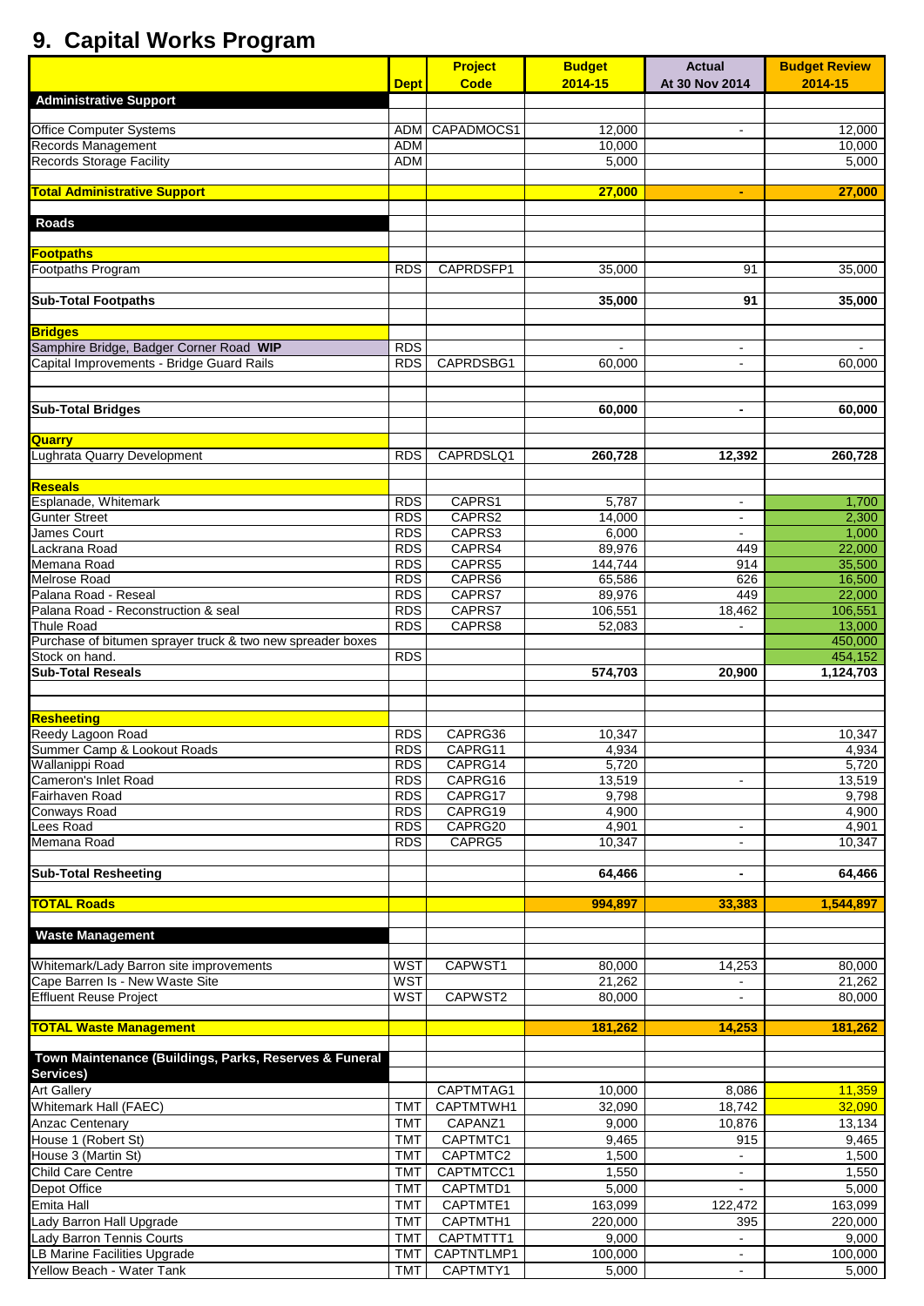# 9. Capital Works Program

| | Dept | Project Code | Budget 2014-15 | Actual At 30 Nov 2014 | Budget Review 2014-15 |
|---|---|---|---|---|---|
| **Administrative Support** | | | | | |
| Office Computer Systems | ADM | CAPADMOCS1 | 12,000 | - | 12,000 |
| Records Management | ADM | | 10,000 | | 10,000 |
| Records Storage Facility | ADM | | 5,000 | | 5,000 |
| **Total Administrative Support** | | | **27,000** | **-** | **27,000** |
| **Roads** | | | | | |
| **Footpaths** | | | | | |
| Footpaths Program | RDS | CAPRDSFP1 | 35,000 | 91 | 35,000 |
| **Sub-Total Footpaths** | | | **35,000** | **91** | **35,000** |
| **Bridges** | | | | | |
| Samphire Bridge, Badger Corner Road **WIP** | RDS | | - | - | - |
| Capital Improvements - Bridge Guard Rails | RDS | CAPRDSBG1 | 60,000 | - | 60,000 |
| **Sub-Total Bridges** | | | **60,000** | **-** | **60,000** |
| **Quarry** | | | | | |
| Lughrata Quarry Development | RDS | CAPRDSLQ1 | **260,728** | **12,392** | **260,728** |
| **Reseals** | | | | | |
| Esplanade, Whitemark | RDS | CAPRS1 | 5,787 | - | 1,700 |
| Gunter Street | RDS | CAPRS2 | 14,000 | - | 2,300 |
| James Court | RDS | CAPRS3 | 6,000 | - | 1,000 |
| Lackrana Road | RDS | CAPRS4 | 89,976 | 449 | 22,000 |
| Memana Road | RDS | CAPRS5 | 144,744 | 914 | 35,500 |
| Melrose Road | RDS | CAPRS6 | 65,586 | 626 | 16,500 |
| Palana Road - Reseal | RDS | CAPRS7 | 89,976 | 449 | 22,000 |
| Palana Road - Reconstruction & seal | RDS | CAPRS7 | 106,551 | 18,462 | 106,551 |
| Thule Road | RDS | CAPRS8 | 52,083 | - | 13,000 |
| Purchase of bitumen sprayer truck & two new spreader boxes | | | | | 450,000 |
| Stock on hand. | RDS | | | | 454,152 |
| **Sub-Total Reseals** | | | **574,703** | **20,900** | **1,124,703** |
| **Resheeting** | | | | | |
| Reedy Lagoon Road | RDS | CAPRG36 | 10,347 | | 10,347 |
| Summer Camp & Lookout Roads | RDS | CAPRG11 | 4,934 | | 4,934 |
| Wallanippi Road | RDS | CAPRG14 | 5,720 | | 5,720 |
| Cameron's Inlet Road | RDS | CAPRG16 | 13,519 | - | 13,519 |
| Fairhaven Road | RDS | CAPRG17 | 9,798 | | 9,798 |
| Conways Road | RDS | CAPRG19 | 4,900 | | 4,900 |
| Lees Road | RDS | CAPRG20 | 4,901 | - | 4,901 |
| Memana Road | RDS | CAPRG5 | 10,347 | - | 10,347 |
| **Sub-Total Resheeting** | | | **64,466** | **-** | **64,466** |
| **TOTAL Roads** | | | **994,897** | **33,383** | **1,544,897** |
| **Waste Management** | | | | | |
| Whitemark/Lady Barron site improvements | WST | CAPWST1 | 80,000 | 14,253 | 80,000 |
| Cape Barren Is - New Waste Site | WST | | 21,262 | - | 21,262 |
| Effluent Reuse Project | WST | CAPWST2 | 80,000 | - | 80,000 |
| **TOTAL Waste Management** | | | **181,262** | **14,253** | **181,262** |
| **Town Maintenance (Buildings, Parks, Reserves & Funeral Services)** | | | | | |
| Art Gallery | | CAPTMTAG1 | 10,000 | 8,086 | 11,359 |
| Whitemark Hall (FAEC) | TMT | CAPTMTWH1 | 32,090 | 18,742 | 32,090 |
| Anzac Centenary | TMT | CAPANZ1 | 9,000 | 10,876 | 13,134 |
| House 1 (Robert St) | TMT | CAPTMTC1 | 9,465 | 915 | 9,465 |
| House 3 (Martin St) | TMT | CAPTMTC2 | 1,500 | - | 1,500 |
| Child Care Centre | TMT | CAPTMTCC1 | 1,550 | - | 1,550 |
| Depot Office | TMT | CAPTMTD1 | 5,000 | - | 5,000 |
| Emita Hall | TMT | CAPTMTE1 | 163,099 | 122,472 | 163,099 |
| Lady Barron Hall Upgrade | TMT | CAPTMTH1 | 220,000 | 395 | 220,000 |
| Lady Barron Tennis Courts | TMT | CAPTMTTT1 | 9,000 | - | 9,000 |
| LB Marine Facilities Upgrade | TMT | CAPTNTLMP1 | 100,000 | - | 100,000 |
| Yellow Beach - Water Tank | TMT | CAPTMTY1 | 5,000 | - | 5,000 |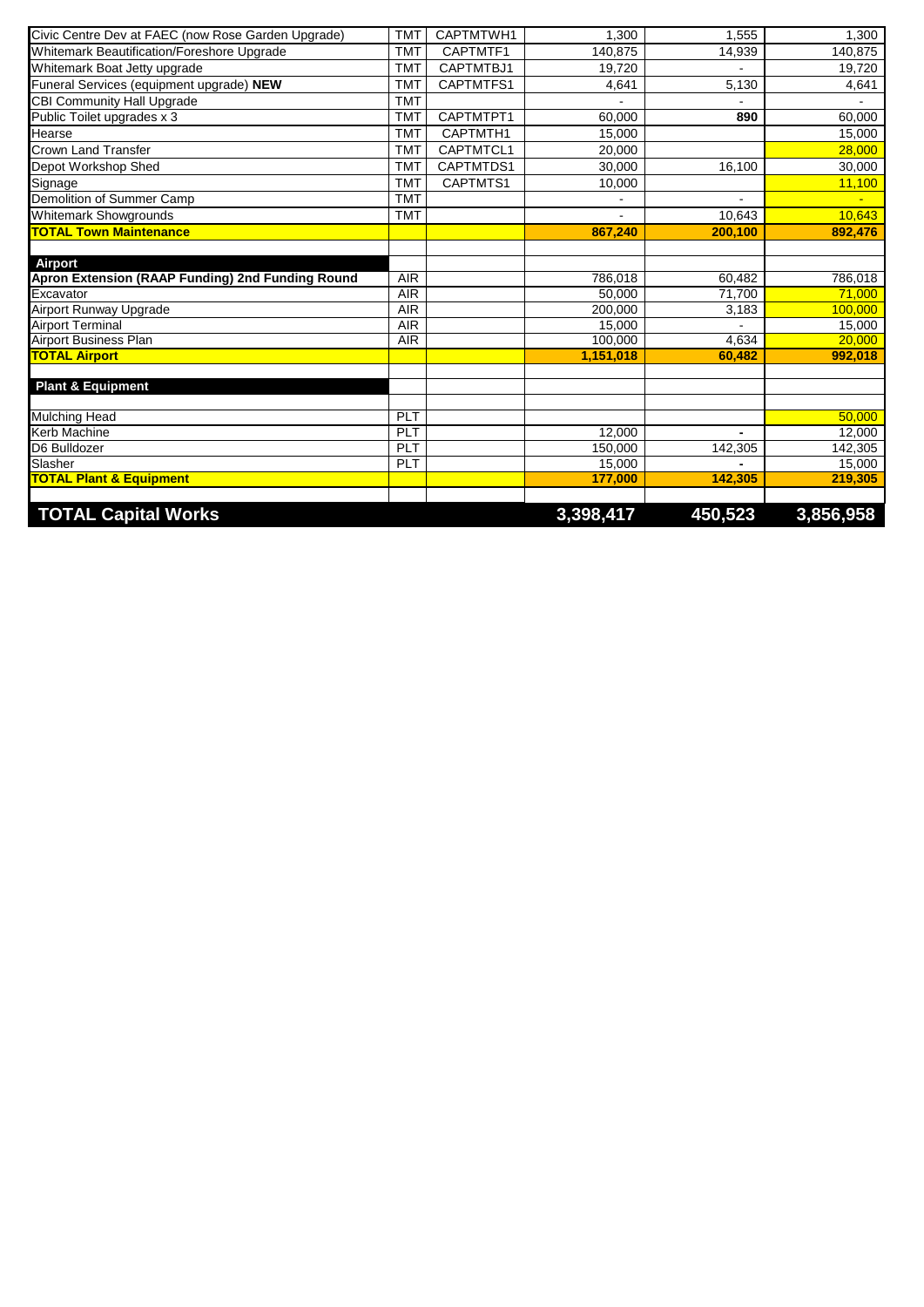| | | | | | |
|---|---|---|---|---|---|
| Civic Centre Dev at FAEC (now Rose Garden Upgrade) | TMT | CAPTMTWH1 | 1,300 | 1,555 | 1,300 |
| Whitemark Beautification/Foreshore Upgrade | TMT | CAPTMTF1 | 140,875 | 14,939 | 140,875 |
| Whitemark Boat Jetty upgrade | TMT | CAPTMTBJ1 | 19,720 | - | 19,720 |
| Funeral Services (equipment upgrade) **NEW** | TMT | CAPTMTFS1 | 4,641 | 5,130 | 4,641 |
| CBI Community Hall Upgrade | TMT | | - | - | - |
| Public Toilet upgrades x 3 | TMT | CAPTMTPT1 | 60,000 | **890** | 60,000 |
| Hearse | TMT | CAPTMTH1 | 15,000 | | 15,000 |
| Crown Land Transfer | TMT | CAPTMTCL1 | 20,000 | | 28,000 |
| Depot Workshop Shed | TMT | CAPTMTDS1 | 30,000 | 16,100 | 30,000 |
| Signage | TMT | CAPTMTS1 | 10,000 | | 11,100 |
| Demolition of Summer Camp | TMT | | - | - | - |
| Whitemark Showgrounds | TMT | | - | 10,643 | 10,643 |
| **TOTAL Town Maintenance** | | | **867,240** | **200,100** | **892,476** |
| | | | | | |
| **Airport** | | | | | |
| **Apron Extension (RAAP Funding) 2nd Funding Round** | AIR | | 786,018 | 60,482 | 786,018 |
| Excavator | AIR | | 50,000 | 71,700 | 71,000 |
| Airport Runway Upgrade | AIR | | 200,000 | 3,183 | 100,000 |
| Airport Terminal | AIR | | 15,000 | - | 15,000 |
| Airport Business Plan | AIR | | 100,000 | 4,634 | 20,000 |
| **TOTAL Airport** | | | **1,151,018** | **60,482** | **992,018** |
| | | | | | |
| **Plant & Equipment** | | | | | |
| | | | | | |
| Mulching Head | PLT | | | | 50,000 |
| Kerb Machine | PLT | | 12,000 | - | 12,000 |
| D6 Bulldozer | PLT | | 150,000 | 142,305 | 142,305 |
| Slasher | PLT | | 15,000 | - | 15,000 |
| **TOTAL Plant & Equipment** | | | **177,000** | **142,305** | **219,305** |
| | | | | | |
| **TOTAL Capital Works** | | | **3,398,417** | **450,523** | **3,856,958** |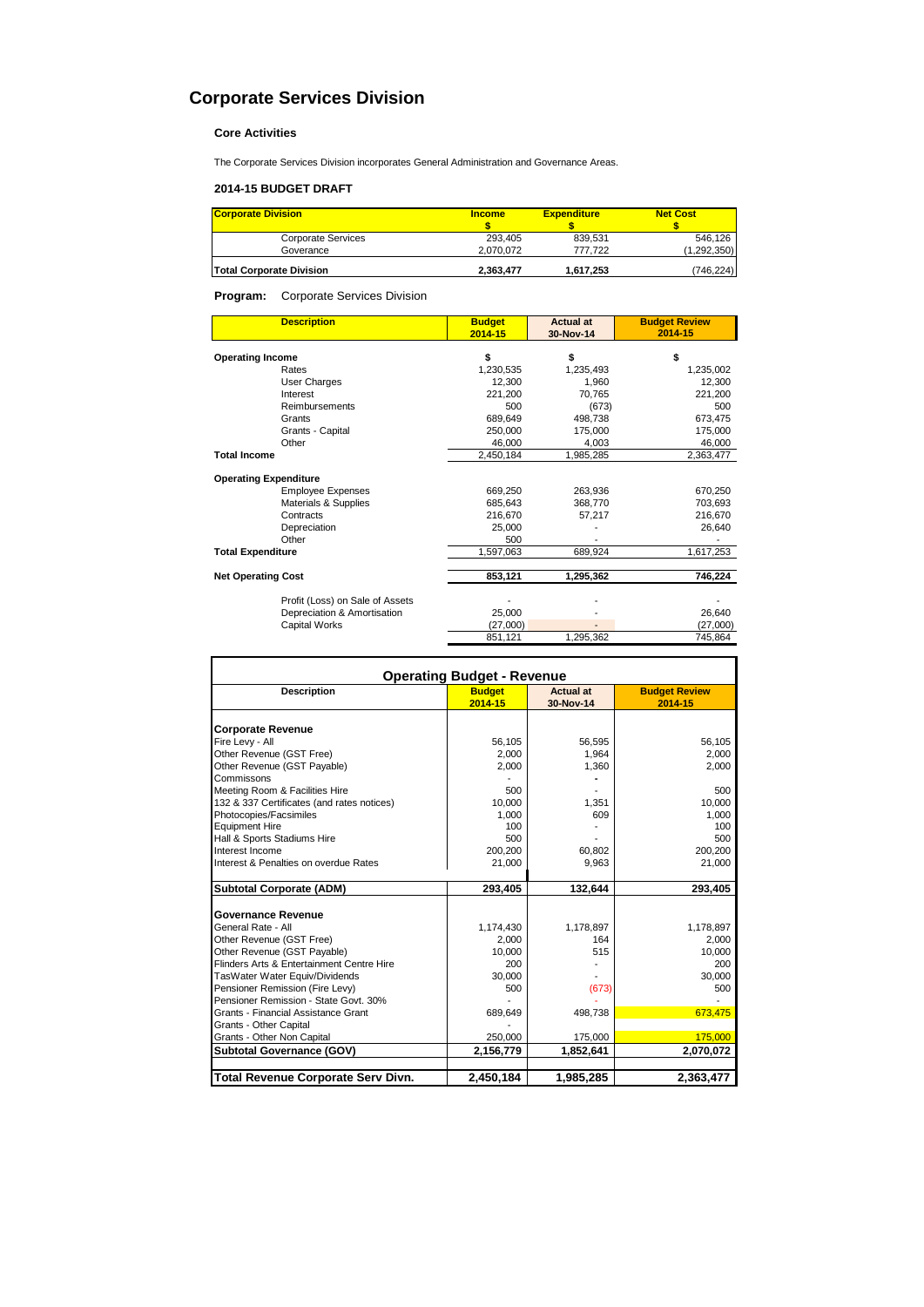# Corporate Services Division

### Core Activities

The Corporate Services Division incorporates General Administration and Governance Areas.

### 2014-15 BUDGET DRAFT

| Corporate Division | Income $ | Expenditure $ | Net Cost $ |
|---|---|---|---|
| Corporate Services | 293,405 | 839,531 | 546,126 |
| Goverance | 2,070,072 | 777,722 | (1,292,350) |
| **Total Corporate Division** | **2,363,477** | **1,617,253** | (746,224) |

**Program:** Corporate Services Division

| Description | Budget 2014-15 | Actual at 30-Nov-14 | Budget Review 2014-15 |
|---|---|---|---|
| **Operating Income** | $ | $ | $ |
| Rates | 1,230,535 | 1,235,493 | 1,235,002 |
| User Charges | 12,300 | 1,960 | 12,300 |
| Interest | 221,200 | 70,765 | 221,200 |
| Reimbursements | 500 | (673) | 500 |
| Grants | 689,649 | 498,738 | 673,475 |
| Grants - Capital | 250,000 | 175,000 | 175,000 |
| Other | 46,000 | 4,003 | 46,000 |
| **Total Income** | 2,450,184 | 1,985,285 | 2,363,477 |
| **Operating Expenditure** | | | |
| Employee Expenses | 669,250 | 263,936 | 670,250 |
| Materials & Supplies | 685,643 | 368,770 | 703,693 |
| Contracts | 216,670 | 57,217 | 216,670 |
| Depreciation | 25,000 | - | 26,640 |
| Other | 500 | - | - |
| **Total Expenditure** | 1,597,063 | 689,924 | 1,617,253 |
| **Net Operating Cost** | **853,121** | **1,295,362** | **746,224** |
| Profit (Loss) on Sale of Assets | - | - | - |
| Depreciation & Amortisation | 25,000 | - | 26,640 |
| Capital Works | (27,000) | - | (27,000) |
| | 851,121 | 1,295,362 | 745,864 |

## Operating Budget - Revenue

| Description | Budget 2014-15 | Actual at 30-Nov-14 | Budget Review 2014-15 |
|---|---|---|---|
| **Corporate Revenue** | | | |
| Fire Levy - All | 56,105 | 56,595 | 56,105 |
| Other Revenue (GST Free) | 2,000 | 1,964 | 2,000 |
| Other Revenue (GST Payable) | 2,000 | 1,360 | 2,000 |
| Commissons | - | - | |
| Meeting Room & Facilities Hire | 500 | - | 500 |
| 132 & 337 Certificates (and rates notices) | 10,000 | 1,351 | 10,000 |
| Photocopies/Facsimiles | 1,000 | 609 | 1,000 |
| Equipment Hire | 100 | - | 100 |
| Hall & Sports Stadiums Hire | 500 | - | 500 |
| Interest Income | 200,200 | 60,802 | 200,200 |
| Interest & Penalties on overdue Rates | 21,000 | 9,963 | 21,000 |
| **Subtotal Corporate (ADM)** | **293,405** | **132,644** | **293,405** |
| **Governance Revenue** | | | |
| General Rate - All | 1,174,430 | 1,178,897 | 1,178,897 |
| Other Revenue (GST Free) | 2,000 | 164 | 2,000 |
| Other Revenue (GST Payable) | 10,000 | 515 | 10,000 |
| Flinders Arts & Entertainment Centre Hire | 200 | - | 200 |
| TasWater Water Equiv/Dividends | 30,000 | - | 30,000 |
| Pensioner Remission (Fire Levy) | 500 | (673) | 500 |
| Pensioner Remission - State Govt. 30% | - | - | - |
| Grants - Financial Assistance Grant | 689,649 | 498,738 | 673,475 |
| Grants - Other Capital | - | | |
| Grants - Other Non Capital | 250,000 | 175,000 | 175,000 |
| **Subtotal Governance (GOV)** | **2,156,779** | **1,852,641** | **2,070,072** |
| **Total Revenue Corporate Serv Divn.** | **2,450,184** | **1,985,285** | **2,363,477** |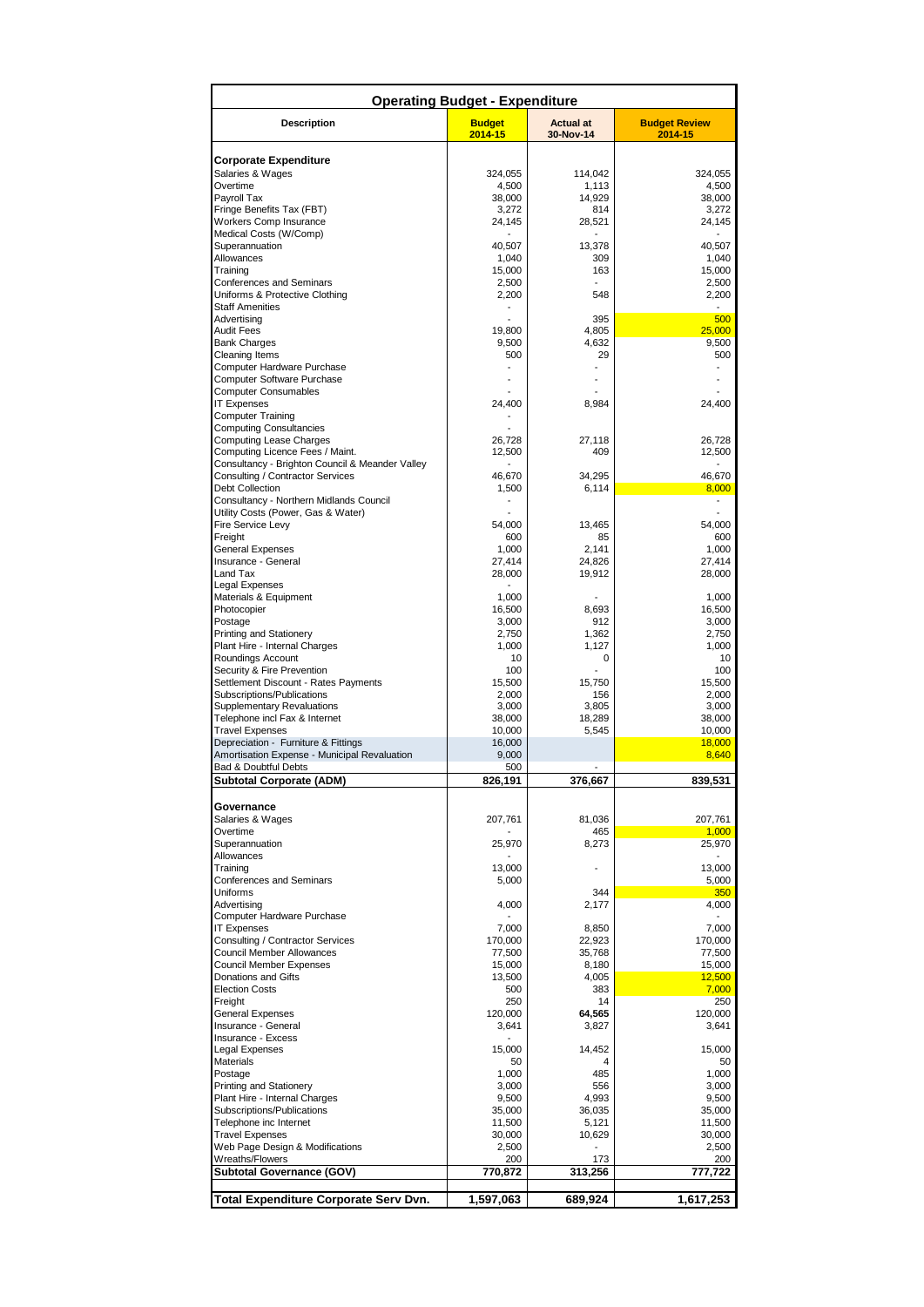## Operating Budget - Expenditure

| Description | Budget 2014-15 | Actual at 30-Nov-14 | Budget Review 2014-15 |
|---|---|---|---|
| **Corporate Expenditure** | | | |
| Salaries & Wages | 324,055 | 114,042 | 324,055 |
| Overtime | 4,500 | 1,113 | 4,500 |
| Payroll Tax | 38,000 | 14,929 | 38,000 |
| Fringe Benefits Tax (FBT) | 3,272 | 814 | 3,272 |
| Workers Comp Insurance | 24,145 | 28,521 | 24,145 |
| Medical Costs (W/Comp) | - | - | - |
| Superannuation | 40,507 | 13,378 | 40,507 |
| Allowances | 1,040 | 309 | 1,040 |
| Training | 15,000 | 163 | 15,000 |
| Conferences and Seminars | 2,500 | - | 2,500 |
| Uniforms & Protective Clothing | 2,200 | 548 | 2,200 |
| Staff Amenities | - | | - |
| Advertising | - | 395 | 500 |
| Audit Fees | 19,800 | 4,805 | 25,000 |
| Bank Charges | 9,500 | 4,632 | 9,500 |
| Cleaning Items | 500 | 29 | 500 |
| Computer Hardware Purchase | - | - | - |
| Computer Software Purchase | - | - | - |
| Computer Consumables | - | - | - |
| IT Expenses | 24,400 | 8,984 | 24,400 |
| Computer Training | - | | |
| Computing Consultancies | - | | |
| Computing Lease Charges | 26,728 | 27,118 | 26,728 |
| Computing Licence Fees / Maint. | 12,500 | 409 | 12,500 |
| Consultancy - Brighton Council & Meander Valley | - | | - |
| Consulting / Contractor Services | 46,670 | 34,295 | 46,670 |
| Debt Collection | 1,500 | 6,114 | 8,000 |
| Consultancy - Northern Midlands Council | - | | - |
| Utility Costs (Power, Gas & Water) | - | | - |
| Fire Service Levy | 54,000 | 13,465 | 54,000 |
| Freight | 600 | 85 | 600 |
| General Expenses | 1,000 | 2,141 | 1,000 |
| Insurance - General | 27,414 | 24,826 | 27,414 |
| Land Tax | 28,000 | 19,912 | 28,000 |
| Legal Expenses | - | | |
| Materials & Equipment | 1,000 | - | 1,000 |
| Photocopier | 16,500 | 8,693 | 16,500 |
| Postage | 3,000 | 912 | 3,000 |
| Printing and Stationery | 2,750 | 1,362 | 2,750 |
| Plant Hire - Internal Charges | 1,000 | 1,127 | 1,000 |
| Roundings Account | 10 | 0 | 10 |
| Security & Fire Prevention | 100 | - | 100 |
| Settlement Discount - Rates Payments | 15,500 | 15,750 | 15,500 |
| Subscriptions/Publications | 2,000 | 156 | 2,000 |
| Supplementary Revaluations | 3,000 | 3,805 | 3,000 |
| Telephone incl Fax & Internet | 38,000 | 18,289 | 38,000 |
| Travel Expenses | 10,000 | 5,545 | 10,000 |
| Depreciation - Furniture & Fittings | 16,000 | | 18,000 |
| Amortisation Expense - Municipal Revaluation | 9,000 | | 8,640 |
| Bad & Doubtful Debts | 500 | - | |
| **Subtotal Corporate (ADM)** | **826,191** | **376,667** | **839,531** |
| **Governance** | | | |
| Salaries & Wages | 207,761 | 81,036 | 207,761 |
| Overtime | - | 465 | 1,000 |
| Superannuation | 25,970 | 8,273 | 25,970 |
| Allowances | - | | - |
| Training | 13,000 | - | 13,000 |
| Conferences and Seminars | 5,000 | | 5,000 |
| Uniforms | | 344 | 350 |
| Advertising | 4,000 | 2,177 | 4,000 |
| Computer Hardware Purchase | - | | - |
| IT Expenses | 7,000 | 8,850 | 7,000 |
| Consulting / Contractor Services | 170,000 | 22,923 | 170,000 |
| Council Member Allowances | 77,500 | 35,768 | 77,500 |
| Council Member Expenses | 15,000 | 8,180 | 15,000 |
| Donations and Gifts | 13,500 | 4,005 | 12,500 |
| Election Costs | 500 | 383 | 7,000 |
| Freight | 250 | 14 | 250 |
| General Expenses | 120,000 | **64,565** | 120,000 |
| Insurance - General | 3,641 | 3,827 | 3,641 |
| Insurance - Excess | - | | |
| Legal Expenses | 15,000 | 14,452 | 15,000 |
| Materials | 50 | 4 | 50 |
| Postage | 1,000 | 485 | 1,000 |
| Printing and Stationery | 3,000 | 556 | 3,000 |
| Plant Hire - Internal Charges | 9,500 | 4,993 | 9,500 |
| Subscriptions/Publications | 35,000 | 36,035 | 35,000 |
| Telephone inc Internet | 11,500 | 5,121 | 11,500 |
| Travel Expenses | 30,000 | 10,629 | 30,000 |
| Web Page Design & Modifications | 2,500 | - | 2,500 |
| Wreaths/Flowers | 200 | 173 | 200 |
| **Subtotal Governance (GOV)** | **770,872** | **313,256** | **777,722** |
| **Total Expenditure Corporate Serv Dvn.** | **1,597,063** | **689,924** | **1,617,253** |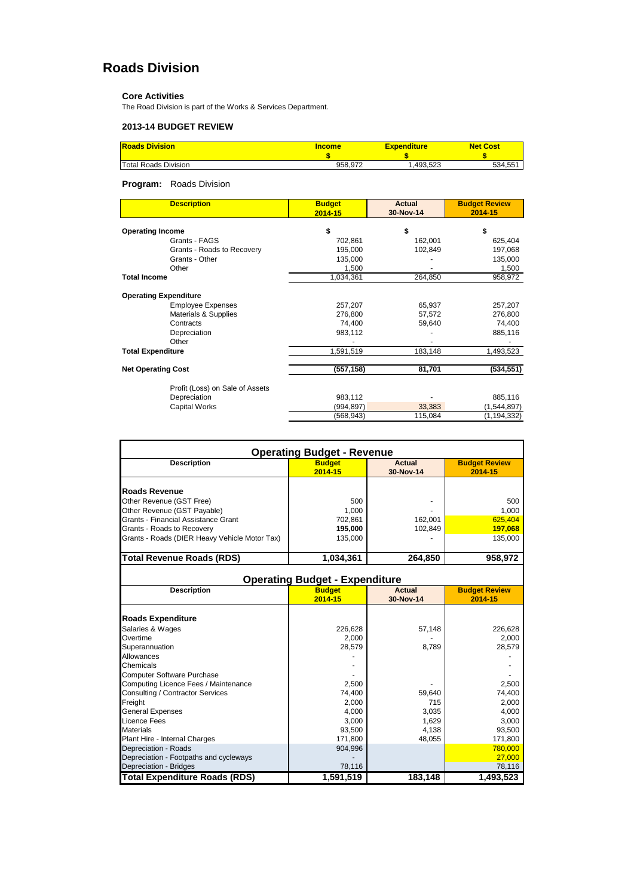# Roads Division

### Core Activities

The Road Division is part of the Works & Services Department.

### 2013-14 BUDGET REVIEW

| Roads Division | Income<br>$ | Expenditure<br>$ | Net Cost<br>$ |
|---|---|---|---|
| Total Roads Division | 958,972 | 1,493,523 | 534,551 |

**Program:** Roads Division

| Description | Budget<br>2014-15 | Actual<br>30-Nov-14 | Budget Review<br>2014-15 |
|---|---|---|---|
| **Operating Income** | $ | $ | $ |
| Grants - FAGS | 702,861 | 162,001 | 625,404 |
| Grants - Roads to Recovery | 195,000 | 102,849 | 197,068 |
| Grants - Other | 135,000 | - | 135,000 |
| Other | 1,500 | - | 1,500 |
| **Total Income** | 1,034,361 | 264,850 | 958,972 |
| **Operating Expenditure** | | | |
| Employee Expenses | 257,207 | 65,937 | 257,207 |
| Materials & Supplies | 276,800 | 57,572 | 276,800 |
| Contracts | 74,400 | 59,640 | 74,400 |
| Depreciation | 983,112 | - | 885,116 |
| Other | - | - | - |
| **Total Expenditure** | 1,591,519 | 183,148 | 1,493,523 |
| **Net Operating Cost** | **(557,158)** | **81,701** | **(534,551)** |
| Profit (Loss) on Sale of Assets | | | |
| Depreciation | 983,112 | - | 885,116 |
| Capital Works | (994,897) | 33,383 | (1,544,897) |
| | (568,943) | 115,084 | (1,194,332) |

## Operating Budget - Revenue

| Description | Budget<br>2014-15 | Actual<br>30-Nov-14 | Budget Review<br>2014-15 |
|---|---|---|---|
| **Roads Revenue** | | | |
| Other Revenue (GST Free) | 500 | - | 500 |
| Other Revenue (GST Payable) | 1,000 | - | 1,000 |
| Grants - Financial Assistance Grant | 702,861 | 162,001 | 625,404 |
| Grants - Roads to Recovery | 195,000 | 102,849 | 197,068 |
| Grants - Roads (DIER Heavy Vehicle Motor Tax) | 135,000 | - | 135,000 |
| **Total Revenue Roads (RDS)** | **1,034,361** | **264,850** | **958,972** |

## Operating Budget - Expenditure

| Description | Budget<br>2014-15 | Actual<br>30-Nov-14 | Budget Review<br>2014-15 |
|---|---|---|---|
| **Roads Expenditure** | | | |
| Salaries & Wages | 226,628 | 57,148 | 226,628 |
| Overtime | 2,000 | - | 2,000 |
| Superannuation | 28,579 | 8,789 | 28,579 |
| Allowances | - | | - |
| Chemicals | - | | - |
| Computer Software Purchase | - | | - |
| Computing Licence Fees / Maintenance | 2,500 | - | 2,500 |
| Consulting / Contractor Services | 74,400 | 59,640 | 74,400 |
| Freight | 2,000 | 715 | 2,000 |
| General Expenses | 4,000 | 3,035 | 4,000 |
| Licence Fees | 3,000 | 1,629 | 3,000 |
| Materials | 93,500 | 4,138 | 93,500 |
| Plant Hire - Internal Charges | 171,800 | 48,055 | 171,800 |
| Depreciation - Roads | 904,996 | | 780,000 |
| Depreciation - Footpaths and cycleways | - | | 27,000 |
| Depreciation - Bridges | 78,116 | | 78,116 |
| **Total Expenditure Roads (RDS)** | **1,591,519** | **183,148** | **1,493,523** |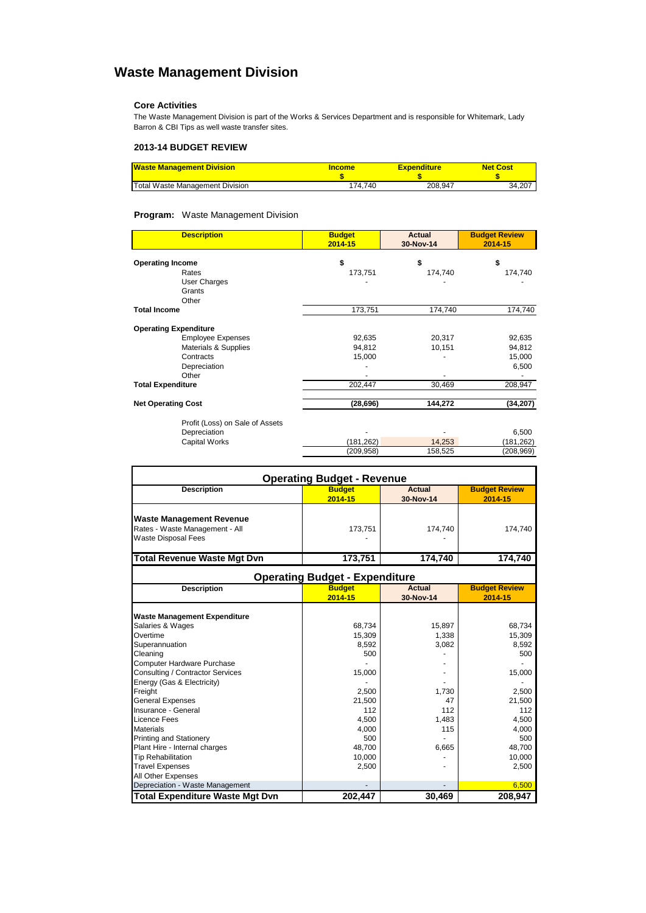# Waste Management Division

### Core Activities

The Waste Management Division is part of the Works & Services Department and is responsible for Whitemark, Lady Barron & CBI Tips as well waste transfer sites.

### 2013-14 BUDGET REVIEW

| Waste Management Division | Income $ | Expenditure $ | Net Cost $ |
|---|---|---|---|
| Total Waste Management Division | 174,740 | 208,947 | 34,207 |

**Program:** Waste Management Division

| Description | Budget 2014-15 | Actual 30-Nov-14 | Budget Review 2014-15 |
|---|---|---|---|
| **Operating Income** | $ | $ | $ |
| Rates | 173,751 | 174,740 | 174,740 |
| User Charges | - | - | - |
| Grants | | | |
| Other | | | |
| **Total Income** | 173,751 | 174,740 | 174,740 |
| **Operating Expenditure** | | | |
| Employee Expenses | 92,635 | 20,317 | 92,635 |
| Materials & Supplies | 94,812 | 10,151 | 94,812 |
| Contracts | 15,000 | - | 15,000 |
| Depreciation | - | | 6,500 |
| Other | - | - | - |
| **Total Expenditure** | 202,447 | 30,469 | 208,947 |
| **Net Operating Cost** | **(28,696)** | **144,272** | **(34,207)** |
| Profit (Loss) on Sale of Assets | | | |
| Depreciation | - | - | 6,500 |
| Capital Works | (181,262) | 14,253 | (181,262) |
| | (209,958) | 158,525 | (208,969) |

| Operating Budget - Revenue | | | |
|---|---|---|---|
| **Description** | **Budget 2014-15** | **Actual 30-Nov-14** | **Budget Review 2014-15** |
| **Waste Management Revenue** | | | |
| Rates - Waste Management - All | 173,751 | 174,740 | 174,740 |
| Waste Disposal Fees | - | - | |
| **Total Revenue Waste Mgt Dvn** | **173,751** | **174,740** | **174,740** |

| Operating Budget - Expenditure | | | |
|---|---|---|---|
| **Description** | **Budget 2014-15** | **Actual 30-Nov-14** | **Budget Review 2014-15** |
| **Waste Management Expenditure** | | | |
| Salaries & Wages | 68,734 | 15,897 | 68,734 |
| Overtime | 15,309 | 1,338 | 15,309 |
| Superannuation | 8,592 | 3,082 | 8,592 |
| Cleaning | 500 | - | 500 |
| Computer Hardware Purchase | - | - | - |
| Consulting / Contractor Services | 15,000 | - | 15,000 |
| Energy (Gas & Electricity) | - | - | - |
| Freight | 2,500 | 1,730 | 2,500 |
| General Expenses | 21,500 | 47 | 21,500 |
| Insurance - General | 112 | 112 | 112 |
| Licence Fees | 4,500 | 1,483 | 4,500 |
| Materials | 4,000 | 115 | 4,000 |
| Printing and Stationery | 500 | - | 500 |
| Plant Hire - Internal charges | 48,700 | 6,665 | 48,700 |
| Tip Rehabilitation | 10,000 | - | 10,000 |
| Travel Expenses | 2,500 | - | 2,500 |
| All Other Expenses | | | |
| Depreciation - Waste Management | - | - | 6,500 |
| **Total Expenditure Waste Mgt Dvn** | **202,447** | **30,469** | **208,947** |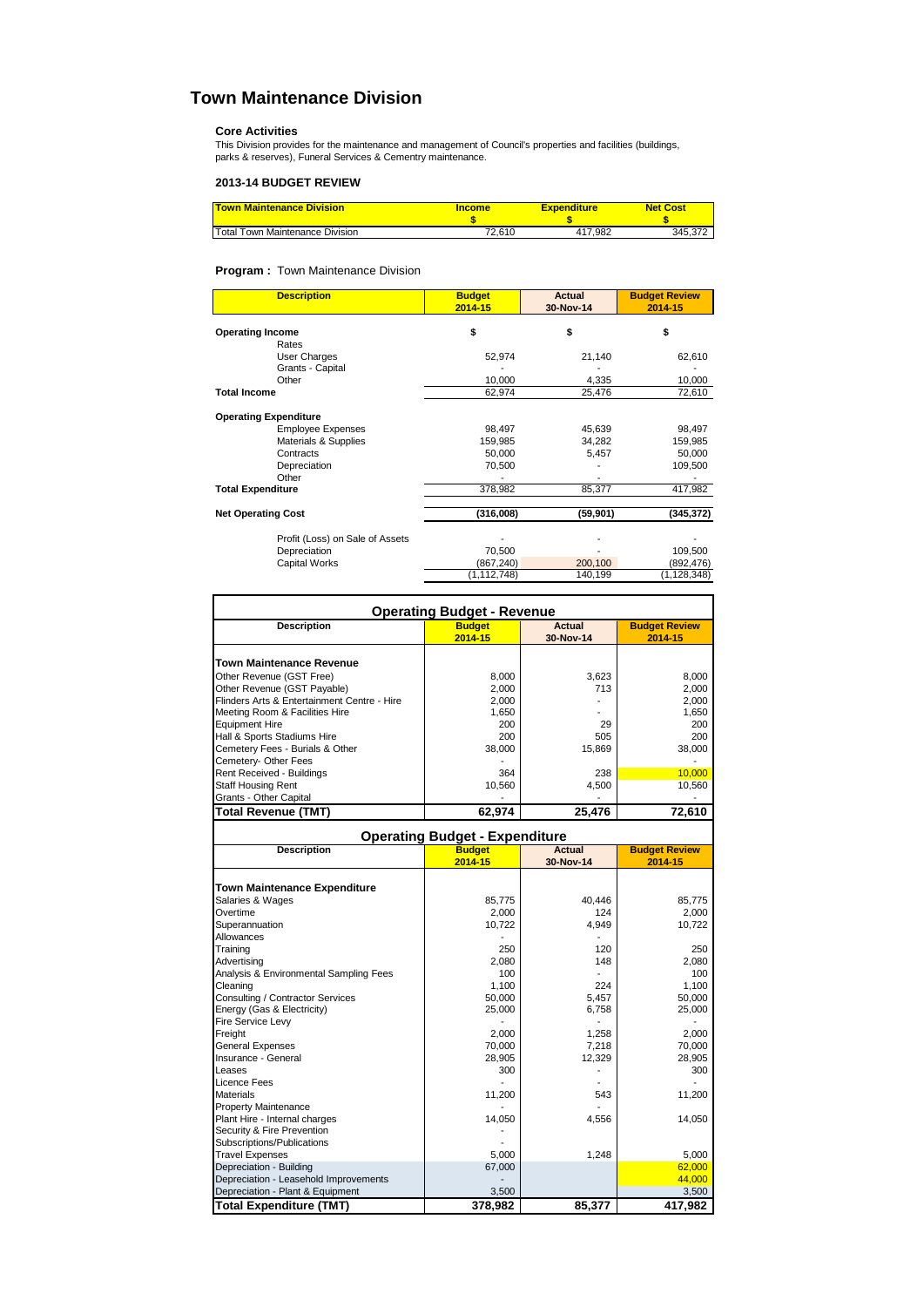# Town Maintenance Division

### Core Activities

This Division provides for the maintenance and management of Council's properties and facilities (buildings, parks & reserves), Funeral Services & Cementry maintenance.

### 2013-14 BUDGET REVIEW

| Town Maintenance Division | Income $ | Expenditure $ | Net Cost $ |
|---|---|---|---|
| Total Town Maintenance Division | 72,610 | 417,982 | 345,372 |

**Program :** Town Maintenance Division

| Description | Budget 2014-15 | Actual 30-Nov-14 | Budget Review 2014-15 |
|---|---|---|---|
| **Operating Income** | $ | $ | $ |
| Rates | | | |
| User Charges | 52,974 | 21,140 | 62,610 |
| Grants - Capital | - | - | - |
| Other | 10,000 | 4,335 | 10,000 |
| **Total Income** | 62,974 | 25,476 | 72,610 |
| **Operating Expenditure** | | | |
| Employee Expenses | 98,497 | 45,639 | 98,497 |
| Materials & Supplies | 159,985 | 34,282 | 159,985 |
| Contracts | 50,000 | 5,457 | 50,000 |
| Depreciation | 70,500 | - | 109,500 |
| Other | - | - | - |
| **Total Expenditure** | 378,982 | 85,377 | 417,982 |
| **Net Operating Cost** | **(316,008)** | **(59,901)** | **(345,372)** |
| Profit (Loss) on Sale of Assets | - | - | - |
| Depreciation | 70,500 | - | 109,500 |
| Capital Works | (867,240) | 200,100 | (892,476) |
| | (1,112,748) | 140,199 | (1,128,348) |

**Operating Budget - Revenue**

| Description | Budget 2014-15 | Actual 30-Nov-14 | Budget Review 2014-15 |
|---|---|---|---|
| **Town Maintenance Revenue** | | | |
| Other Revenue (GST Free) | 8,000 | 3,623 | 8,000 |
| Other Revenue (GST Payable) | 2,000 | 713 | 2,000 |
| Flinders Arts & Entertainment Centre - Hire | 2,000 | - | 2,000 |
| Meeting Room & Facilities Hire | 1,650 | - | 1,650 |
| Equipment Hire | 200 | 29 | 200 |
| Hall & Sports Stadiums Hire | 200 | 505 | 200 |
| Cemetery Fees - Burials & Other | 38,000 | 15,869 | 38,000 |
| Cemetery- Other Fees | - | - | - |
| Rent Received - Buildings | 364 | 238 | 10,000 |
| Staff Housing Rent | 10,560 | 4,500 | 10,560 |
| Grants - Other Capital | - | - | - |
| **Total Revenue (TMT)** | **62,974** | **25,476** | **72,610** |

**Operating Budget - Expenditure**

| Description | Budget 2014-15 | Actual 30-Nov-14 | Budget Review 2014-15 |
|---|---|---|---|
| **Town Maintenance Expenditure** | | | |
| Salaries & Wages | 85,775 | 40,446 | 85,775 |
| Overtime | 2,000 | 124 | 2,000 |
| Superannuation | 10,722 | 4,949 | 10,722 |
| Allowances | - | - | |
| Training | 250 | 120 | 250 |
| Advertising | 2,080 | 148 | 2,080 |
| Analysis & Environmental Sampling Fees | 100 | - | 100 |
| Cleaning | 1,100 | 224 | 1,100 |
| Consulting / Contractor Services | 50,000 | 5,457 | 50,000 |
| Energy (Gas & Electricity) | 25,000 | 6,758 | 25,000 |
| Fire Service Levy | - | - | - |
| Freight | 2,000 | 1,258 | 2,000 |
| General Expenses | 70,000 | 7,218 | 70,000 |
| Insurance - General | 28,905 | 12,329 | 28,905 |
| Leases | 300 | - | 300 |
| Licence Fees | - | - | - |
| Materials | 11,200 | 543 | 11,200 |
| Property Maintenance | - | - | |
| Plant Hire - Internal charges | 14,050 | 4,556 | 14,050 |
| Security & Fire Prevention | - | | |
| Subscriptions/Publications | - | | |
| Travel Expenses | 5,000 | 1,248 | 5,000 |
| Depreciation - Building | 67,000 | | 62,000 |
| Depreciation - Leasehold Improvements | - | | 44,000 |
| Depreciation - Plant & Equipment | 3,500 | | 3,500 |
| **Total Expenditure (TMT)** | **378,982** | **85,377** | **417,982** |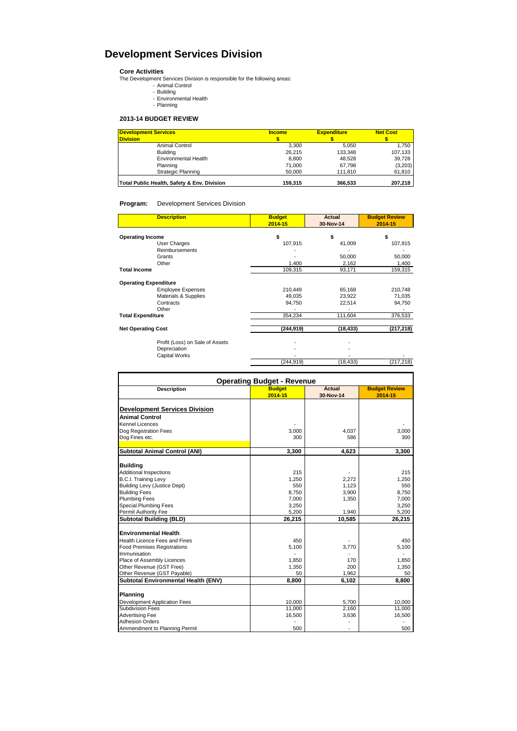# Development Services Division

**Core Activities**

The Development Services Division is responsible for the following areas:

- Animal Control
- Building
- Environmental Health
- Planning

**2013-14 BUDGET REVIEW**

| Development Services Division | Income $ | Expenditure $ | Net Cost $ |
|---|---|---|---|
| Animal Control | 3,300 | 5,050 | 1,750 |
| Building | 26,215 | 133,348 | 107,133 |
| Environmental Health | 8,800 | 48,528 | 39,728 |
| Planning | 71,000 | 67,798 | (3,203) |
| Strategic Planning | 50,000 | 111,810 | 61,810 |
| **Total Public Health, Safety & Env. Division** | **159,315** | **366,533** | **207,218** |

**Program:** Development Services Division

| Description | Budget 2014-15 | Actual 30-Nov-14 | Budget Review 2014-15 |
|---|---|---|---|
| **Operating Income** | $ | $ | $ |
| User Charges | 107,915 | 41,009 | 107,915 |
| Reimbursements | - | - | - |
| Grants | - | 50,000 | 50,000 |
| Other | 1,400 | 2,162 | 1,400 |
| **Total Income** | 109,315 | 93,171 | 159,315 |
| **Operating Expenditure** | | | |
| Employee Expenses | 210,449 | 65,168 | 210,748 |
| Materials & Supplies | 49,035 | 23,922 | 71,035 |
| Contracts | 94,750 | 22,514 | 94,750 |
| Other | - | - | - |
| **Total Expenditure** | 354,234 | 111,604 | 376,533 |
| **Net Operating Cost** | **(244,919)** | **(18,433)** | **(217,218)** |
| Profit (Loss) on Sale of Assets | - | - | |
| Depreciation | - | - | |
| Capital Works | - | - | - |
| | (244,919) | (18,433) | (217,218) |

**Operating Budget - Revenue**

| Description | Budget 2014-15 | Actual 30-Nov-14 | Budget Review 2014-15 |
|---|---|---|---|
| **Development Services Division** | | | |
| **Animal Control** | | | |
| Kennel Licences | - | | - |
| Dog Registration Fees | 3,000 | 4,037 | 3,000 |
| Dog Fines etc. | 300 | 586 | 300 |
| **Subtotal Animal Control (ANI)** | **3,300** | **4,623** | **3,300** |
| **Building** | | | |
| Additional Inspections | 215 | - | 215 |
| B.C.I. Training Levy | 1,250 | 2,272 | 1,250 |
| Building Levy (Justice Dept) | 550 | 1,123 | 550 |
| Building Fees | 8,750 | 3,900 | 8,750 |
| Plumbing Fees | 7,000 | 1,350 | 7,000 |
| Special Plumbing Fees | 3,250 | | 3,250 |
| Permit Authority Fee | 5,200 | 1,940 | 5,200 |
| **Subtotal Building (BLD)** | **26,215** | **10,585** | **26,215** |
| **Environmental Health** | | | |
| Health Licence Fees and Fines | 450 | - | 450 |
| Food Premises Registrations | 5,100 | 3,770 | 5,100 |
| Immunisation | - | - | - |
| Place of Assembly Licences | 1,850 | 170 | 1,850 |
| Other Revenue (GST Free) | 1,350 | 200 | 1,350 |
| Other Revenue (GST Payable) | 50 | 1,962 | 50 |
| **Subtotal Environmental Health (ENV)** | **8,800** | **6,102** | **8,800** |
| **Planning** | | | |
| Development Application Fees | 10,000 | 5,700 | 10,000 |
| Subdivision Fees | 11,000 | 2,160 | 11,000 |
| Advertising Fee | 16,500 | 3,636 | 16,500 |
| Adhesion Orders | - | - | - |
| Ammendment to Planning Permit | 500 | - | 500 |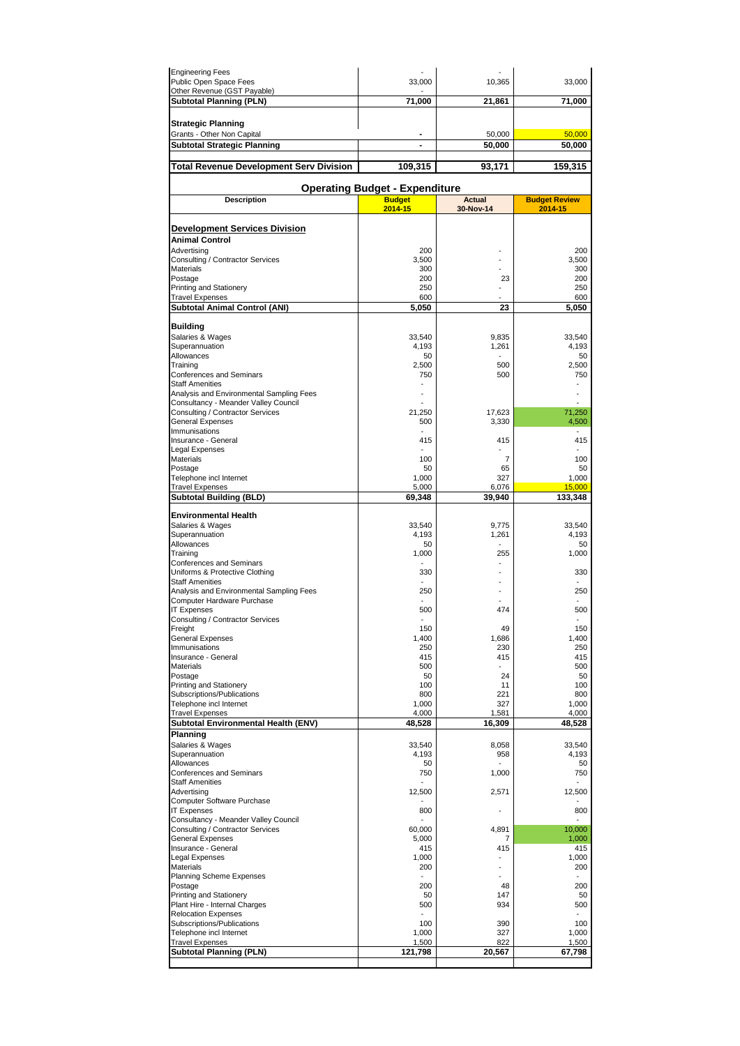| | | | |
|---|---|---|---|
| Engineering Fees | - | - | |
| Public Open Space Fees | 33,000 | 10,365 | 33,000 |
| Other Revenue (GST Payable) | - | | |
| **Subtotal Planning (PLN)** | **71,000** | **21,861** | **71,000** |
| | | | |
| **Strategic Planning** | | | |
| Grants - Other Non Capital | - | 50,000 | 50,000 |
| **Subtotal Strategic Planning** | **-** | **50,000** | **50,000** |
| | | | |
| **Total Revenue Development Serv Division** | **109,315** | **93,171** | **159,315** |

## Operating Budget - Expenditure

| Description | Budget 2014-15 | Actual 30-Nov-14 | Budget Review 2014-15 |
|---|---|---|---|
| **Development Services Division** | | | |
| **Animal Control** | | | |
| Advertising | 200 | - | 200 |
| Consulting / Contractor Services | 3,500 | - | 3,500 |
| Materials | 300 | - | 300 |
| Postage | 200 | 23 | 200 |
| Printing and Stationery | 250 | - | 250 |
| Travel Expenses | 600 | - | 600 |
| **Subtotal Animal Control (ANI)** | **5,050** | **23** | **5,050** |
| | | | |
| **Building** | | | |
| Salaries & Wages | 33,540 | 9,835 | 33,540 |
| Superannuation | 4,193 | 1,261 | 4,193 |
| Allowances | 50 | - | 50 |
| Training | 2,500 | 500 | 2,500 |
| Conferences and Seminars | 750 | 500 | 750 |
| Staff Amenities | - | | - |
| Analysis and Environmental Sampling Fees | - | | - |
| Consultancy - Meander Valley Council | - | | - |
| Consulting / Contractor Services | 21,250 | 17,623 | 71,250 |
| General Expenses | 500 | 3,330 | 4,500 |
| Immunisations | - | | - |
| Insurance - General | 415 | 415 | 415 |
| Legal Expenses | - | - | - |
| Materials | 100 | 7 | 100 |
| Postage | 50 | 65 | 50 |
| Telephone incl Internet | 1,000 | 327 | 1,000 |
| Travel Expenses | 5,000 | 6,076 | 15,000 |
| **Subtotal Building (BLD)** | **69,348** | **39,940** | **133,348** |
| | | | |
| **Environmental Health** | | | |
| Salaries & Wages | 33,540 | 9,775 | 33,540 |
| Superannuation | 4,193 | 1,261 | 4,193 |
| Allowances | 50 | - | 50 |
| Training | 1,000 | 255 | 1,000 |
| Conferences and Seminars | - | - | |
| Uniforms & Protective Clothing | 330 | - | 330 |
| Staff Amenities | - | - | - |
| Analysis and Environmental Sampling Fees | 250 | - | 250 |
| Computer Hardware Purchase | - | - | - |
| IT Expenses | 500 | 474 | 500 |
| Consulting / Contractor Services | - | | - |
| Freight | 150 | 49 | 150 |
| General Expenses | 1,400 | 1,686 | 1,400 |
| Immunisations | 250 | 230 | 250 |
| Insurance - General | 415 | 415 | 415 |
| Materials | 500 | - | 500 |
| Postage | 50 | 24 | 50 |
| Printing and Stationery | 100 | 11 | 100 |
| Subscriptions/Publications | 800 | 221 | 800 |
| Telephone incl Internet | 1,000 | 327 | 1,000 |
| Travel Expenses | 4,000 | 1,581 | 4,000 |
| **Subtotal Environmental Health (ENV)** | **48,528** | **16,309** | **48,528** |
| **Planning** | | | |
| Salaries & Wages | 33,540 | 8,058 | 33,540 |
| Superannuation | 4,193 | 958 | 4,193 |
| Allowances | 50 | - | 50 |
| Conferences and Seminars | 750 | 1,000 | 750 |
| Staff Amenities | - | | - |
| Advertising | 12,500 | 2,571 | 12,500 |
| Computer Software Purchase | - | | - |
| IT Expenses | 800 | - | 800 |
| Consultancy - Meander Valley Council | - | | - |
| Consulting / Contractor Services | 60,000 | 4,891 | 10,000 |
| General Expenses | 5,000 | 7 | 1,000 |
| Insurance - General | 415 | 415 | 415 |
| Legal Expenses | 1,000 | - | 1,000 |
| Materials | 200 | - | 200 |
| Planning Scheme Expenses | - | - | - |
| Postage | 200 | 48 | 200 |
| Printing and Stationery | 50 | 147 | 50 |
| Plant Hire - Internal Charges | 500 | 934 | 500 |
| Relocation Expenses | - | | - |
| Subscriptions/Publications | 100 | 390 | 100 |
| Telephone incl Internet | 1,000 | 327 | 1,000 |
| Travel Expenses | 1,500 | 822 | 1,500 |
| **Subtotal Planning (PLN)** | **121,798** | **20,567** | **67,798** |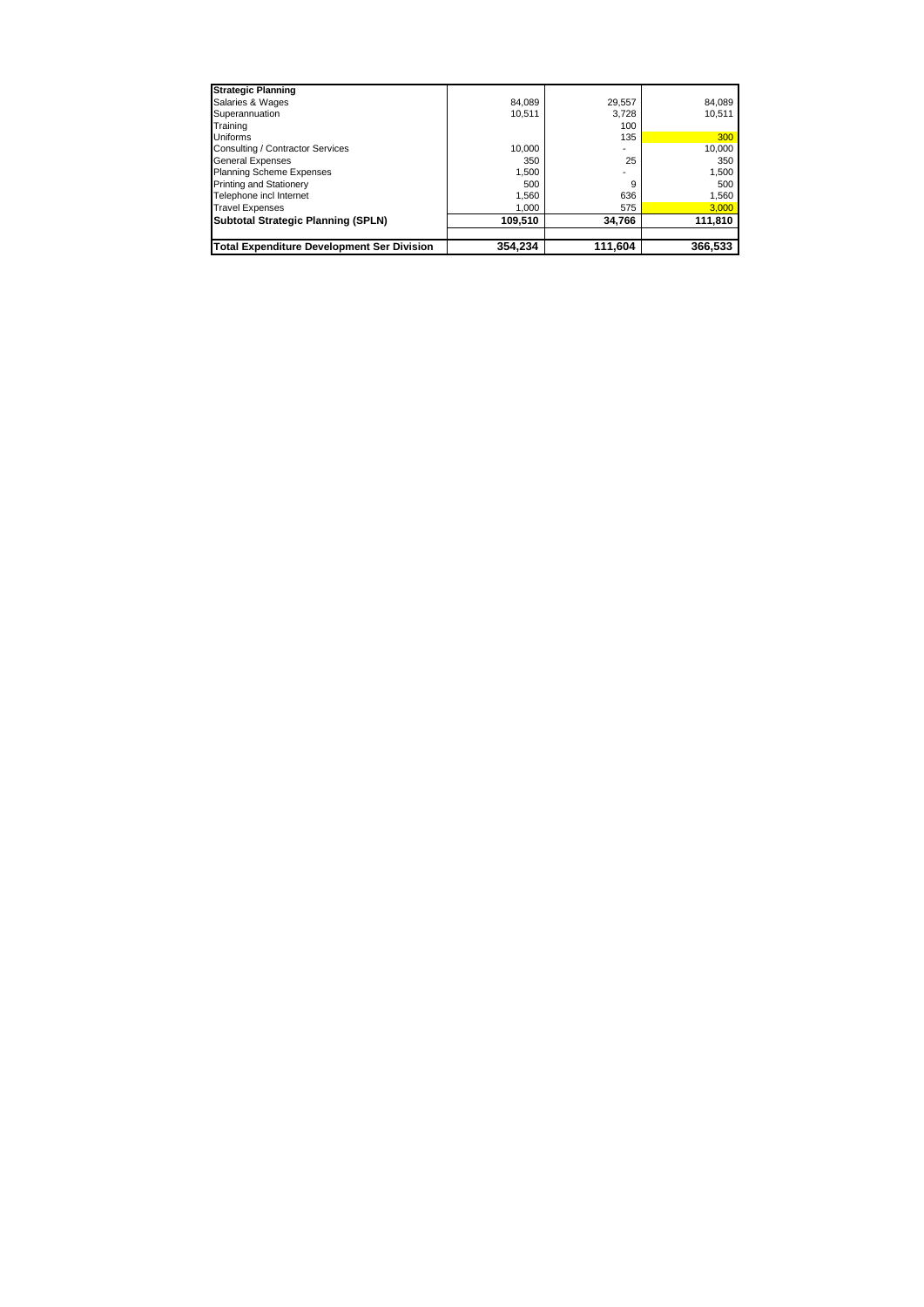| Strategic Planning | | | |
|---|---|---|---|
| Salaries & Wages | 84,089 | 29,557 | 84,089 |
| Superannuation | 10,511 | 3,728 | 10,511 |
| Training | | 100 | |
| Uniforms | | 135 | 300 |
| Consulting / Contractor Services | 10,000 | - | 10,000 |
| General Expenses | 350 | 25 | 350 |
| Planning Scheme Expenses | 1,500 | - | 1,500 |
| Printing and Stationery | 500 | 9 | 500 |
| Telephone incl Internet | 1,560 | 636 | 1,560 |
| Travel Expenses | 1,000 | 575 | 3,000 |
| **Subtotal Strategic Planning (SPLN)** | **109,510** | **34,766** | **111,810** |
| | | | |
| **Total Expenditure Development Ser Division** | **354,234** | **111,604** | **366,533** |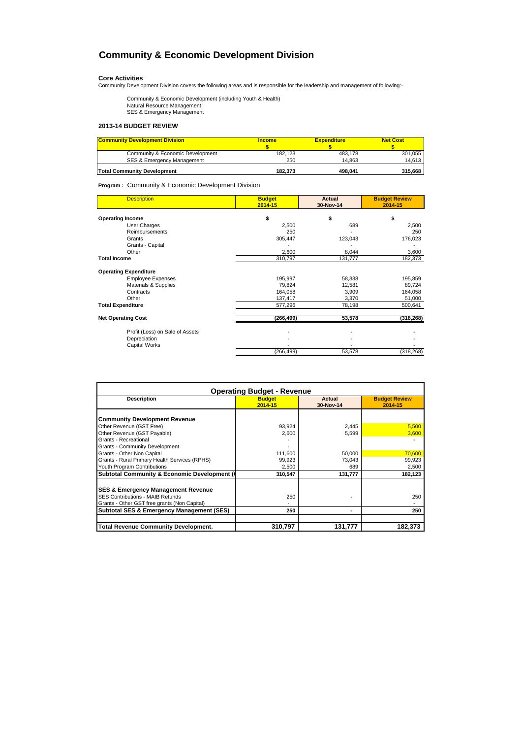# Community & Economic Development Division

**Core Activities**

Community Development Division covers the following areas and is responsible for the leadership and management of following:-

Community & Economic Development (including Youth & Health)
Natural Resource Management
SES & Emergency Management

### 2013-14 BUDGET REVIEW

| Community Development Division | Income $ | Expenditure $ | Net Cost $ |
|---|---|---|---|
| Community & Economic Development | 182,123 | 483,178 | 301,055 |
| SES & Emergency Management | 250 | 14,863 | 14,613 |
| **Total Community Development** | **182,373** | **498,041** | **315,668** |

**Program :** Community & Economic Development Division

| Description | Budget 2014-15 | Actual 30-Nov-14 | Budget Review 2014-15 |
|---|---|---|---|
| **Operating Income** | $ | $ | $ |
| User Charges | 2,500 | 689 | 2,500 |
| Reimbursements | 250 | - | 250 |
| Grants | 305,447 | 123,043 | 176,023 |
| Grants - Capital | - | - | - |
| Other | 2,600 | 8,044 | 3,600 |
| **Total Income** | 310,797 | 131,777 | 182,373 |
| **Operating Expenditure** | | | |
| Employee Expenses | 195,997 | 58,338 | 195,859 |
| Materials & Supplies | 79,824 | 12,581 | 89,724 |
| Contracts | 164,058 | 3,909 | 164,058 |
| Other | 137,417 | 3,370 | 51,000 |
| **Total Expenditure** | 577,296 | 78,198 | 500,641 |
| **Net Operating Cost** | **(266,499)** | **53,578** | **(318,268)** |
| Profit (Loss) on Sale of Assets | - | - | - |
| Depreciation | - | - | - |
| Capital Works | - | - | - |
| | (266,499) | 53,578 | (318,268) |

| Operating Budget - Revenue | | | |
|---|---|---|---|
| **Description** | **Budget 2014-15** | **Actual 30-Nov-14** | **Budget Review 2014-15** |
| **Community Development Revenue** | | | |
| Other Revenue (GST Free) | 93,924 | 2,445 | 5,500 |
| Other Revenue (GST Payable) | 2,600 | 5,599 | 3,600 |
| Grants - Recreational | - | | - |
| Grants - Community Development | - | | |
| Grants - Other Non Capital | 111,600 | 50,000 | 70,600 |
| Grants - Rural Primary Health Services (RPHS) | 99,923 | 73,043 | 99,923 |
| Youth Program Contributions | 2,500 | 689 | 2,500 |
| **Subtotal Community & Economic Development (** | **310,547** | **131,777** | **182,123** |
| **SES & Emergency Management Revenue** | | | |
| SES Contributions - MAIB Refunds | 250 | - | 250 |
| Grants - Other GST free grants (Non Capital) | - | | - |
| **Subtotal SES & Emergency Management (SES)** | **250** | **-** | **250** |
| **Total Revenue Community Development.** | **310,797** | **131,777** | **182,373** |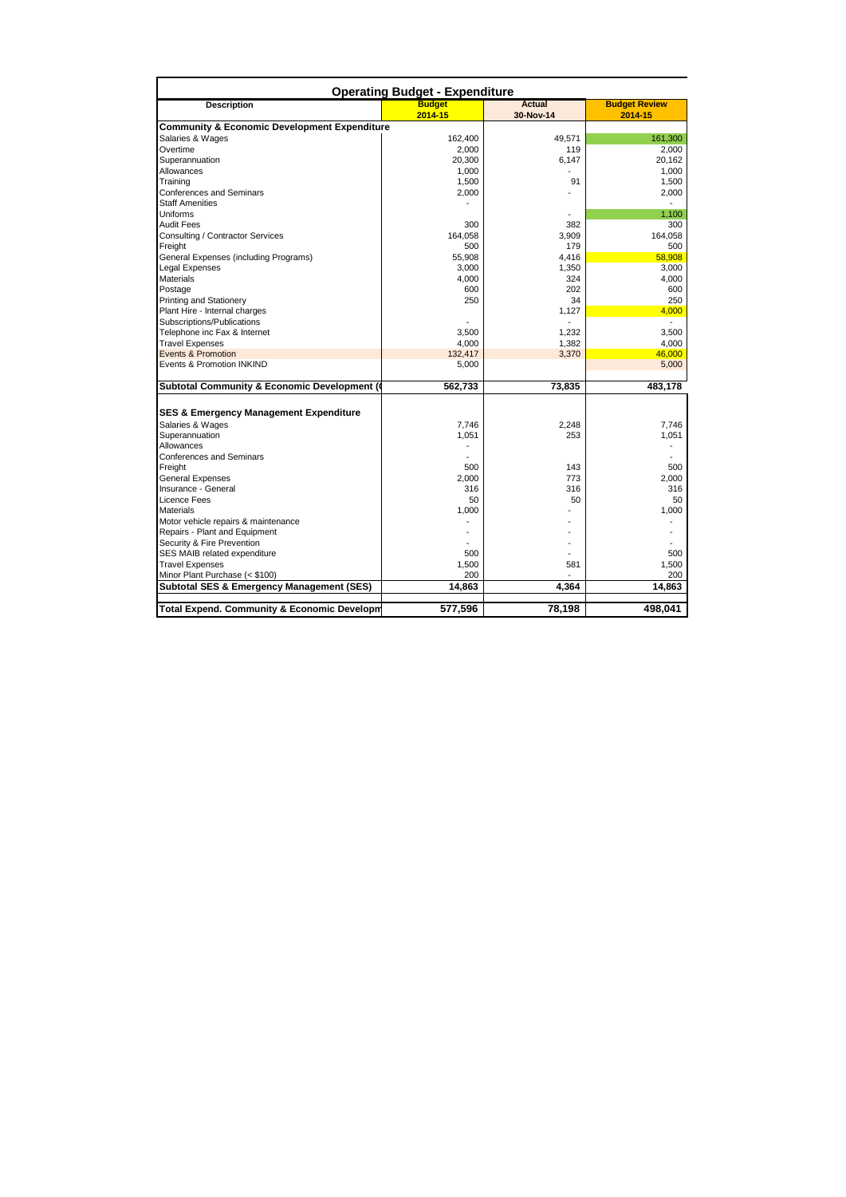## Operating Budget - Expenditure

| Description | Budget 2014-15 | Actual 30-Nov-14 | Budget Review 2014-15 |
|---|---|---|---|
| **Community & Economic Development Expenditure** | | | |
| Salaries & Wages | 162,400 | 49,571 | 161,300 |
| Overtime | 2,000 | 119 | 2,000 |
| Superannuation | 20,300 | 6,147 | 20,162 |
| Allowances | 1,000 | - | 1,000 |
| Training | 1,500 | 91 | 1,500 |
| Conferences and Seminars | 2,000 | - | 2,000 |
| Staff Amenities | - | | - |
| Uniforms | | - | 1,100 |
| Audit Fees | 300 | 382 | 300 |
| Consulting / Contractor Services | 164,058 | 3,909 | 164,058 |
| Freight | 500 | 179 | 500 |
| General Expenses (including Programs) | 55,908 | 4,416 | 58,908 |
| Legal Expenses | 3,000 | 1,350 | 3,000 |
| Materials | 4,000 | 324 | 4,000 |
| Postage | 600 | 202 | 600 |
| Printing and Stationery | 250 | 34 | 250 |
| Plant Hire - Internal charges | | 1,127 | 4,000 |
| Subscriptions/Publications | - | - | - |
| Telephone inc Fax & Internet | 3,500 | 1,232 | 3,500 |
| Travel Expenses | 4,000 | 1,382 | 4,000 |
| Events & Promotion | 132,417 | 3,370 | 46,000 |
| Events & Promotion INKIND | 5,000 | | 5,000 |
| **Subtotal Community & Economic Development (** | **562,733** | **73,835** | **483,178** |
| | | | |
| **SES & Emergency Management Expenditure** | | | |
| Salaries & Wages | 7,746 | 2,248 | 7,746 |
| Superannuation | 1,051 | 253 | 1,051 |
| Allowances | - | | - |
| Conferences and Seminars | - | | - |
| Freight | 500 | 143 | 500 |
| General Expenses | 2,000 | 773 | 2,000 |
| Insurance - General | 316 | 316 | 316 |
| Licence Fees | 50 | 50 | 50 |
| Materials | 1,000 | - | 1,000 |
| Motor vehicle repairs & maintenance | - | - | - |
| Repairs - Plant and Equipment | - | - | - |
| Security & Fire Prevention | - | - | - |
| SES MAIB related expenditure | 500 | - | 500 |
| Travel Expenses | 1,500 | 581 | 1,500 |
| Minor Plant Purchase (< $100) | 200 | - | 200 |
| **Subtotal SES & Emergency Management (SES)** | **14,863** | **4,364** | **14,863** |
| | | | |
| **Total Expend. Community & Economic Developm** | **577,596** | **78,198** | **498,041** |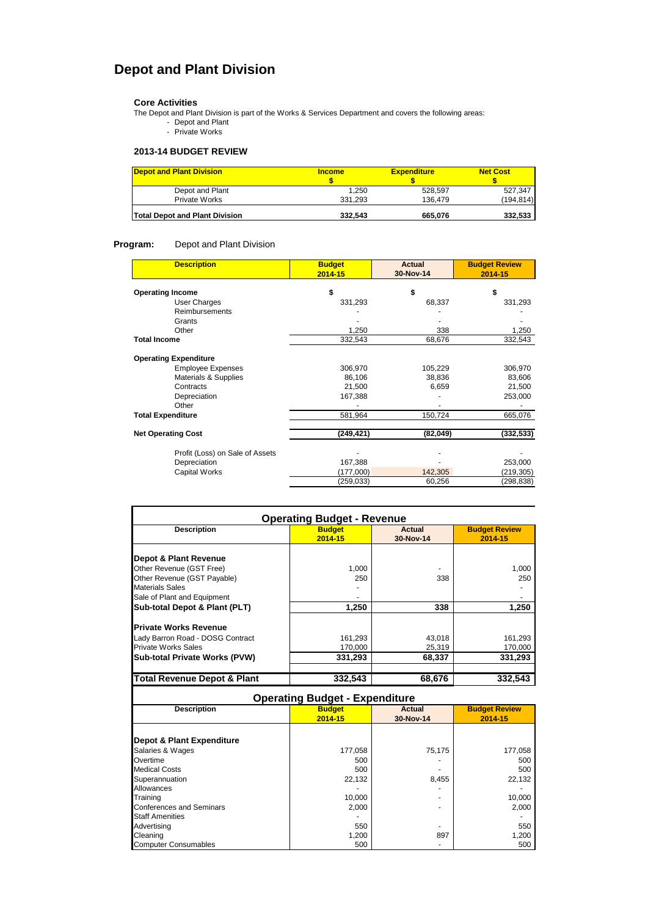# Depot and Plant Division

### Core Activities

The Depot and Plant Division is part of the Works & Services Department and covers the following areas:

- Depot and Plant
- Private Works

### 2013-14 BUDGET REVIEW

| Depot and Plant Division | Income $ | Expenditure $ | Net Cost $ |
|---|---|---|---|
| Depot and Plant | 1,250 | 528,597 | 527,347 |
| Private Works | 331,293 | 136,479 | (194,814) |
| **Total Depot and Plant Division** | **332,543** | **665,076** | **332,533** |

**Program:** Depot and Plant Division

| Description | Budget 2014-15 | Actual 30-Nov-14 | Budget Review 2014-15 |
|---|---|---|---|
| **Operating Income** | $ | $ | $ |
| User Charges | 331,293 | 68,337 | 331,293 |
| Reimbursements | - | - | - |
| Grants | - | - | - |
| Other | 1,250 | 338 | 1,250 |
| **Total Income** | 332,543 | 68,676 | 332,543 |
| **Operating Expenditure** | | | |
| Employee Expenses | 306,970 | 105,229 | 306,970 |
| Materials & Supplies | 86,106 | 38,836 | 83,606 |
| Contracts | 21,500 | 6,659 | 21,500 |
| Depreciation | 167,388 | - | 253,000 |
| Other | - | - | - |
| **Total Expenditure** | 581,964 | 150,724 | 665,076 |
| **Net Operating Cost** | **(249,421)** | **(82,049)** | **(332,533)** |
| Profit (Loss) on Sale of Assets | - | - | - |
| Depreciation | 167,388 | - | 253,000 |
| Capital Works | (177,000) | 142,305 | (219,305) |
| | (259,033) | 60,256 | (298,838) |

| Operating Budget - Revenue | | | |
|---|---|---|---|
| **Description** | **Budget 2014-15** | **Actual 30-Nov-14** | **Budget Review 2014-15** |
| **Depot & Plant Revenue** | | | |
| Other Revenue (GST Free) | 1,000 | - | 1,000 |
| Other Revenue (GST Payable) | 250 | 338 | 250 |
| Materials Sales | - | | - |
| Sale of Plant and Equipment | - | | - |
| **Sub-total Depot & Plant (PLT)** | **1,250** | **338** | **1,250** |
| **Private Works Revenue** | | | |
| Lady Barron Road - DOSG Contract | 161,293 | 43,018 | 161,293 |
| Private Works Sales | 170,000 | 25,319 | 170,000 |
| **Sub-total Private Works (PVW)** | **331,293** | **68,337** | **331,293** |
| **Total Revenue Depot & Plant** | **332,543** | **68,676** | **332,543** |

| Operating Budget - Expenditure | | | |
|---|---|---|---|
| **Description** | **Budget 2014-15** | **Actual 30-Nov-14** | **Budget Review 2014-15** |
| **Depot & Plant Expenditure** | | | |
| Salaries & Wages | 177,058 | 75,175 | 177,058 |
| Overtime | 500 | - | 500 |
| Medical Costs | 500 | - | 500 |
| Superannuation | 22,132 | 8,455 | 22,132 |
| Allowances | - | - | - |
| Training | 10,000 | - | 10,000 |
| Conferences and Seminars | 2,000 | - | 2,000 |
| Staff Amenities | - | | - |
| Advertising | 550 | - | 550 |
| Cleaning | 1,200 | 897 | 1,200 |
| Computer Consumables | 500 | - | 500 |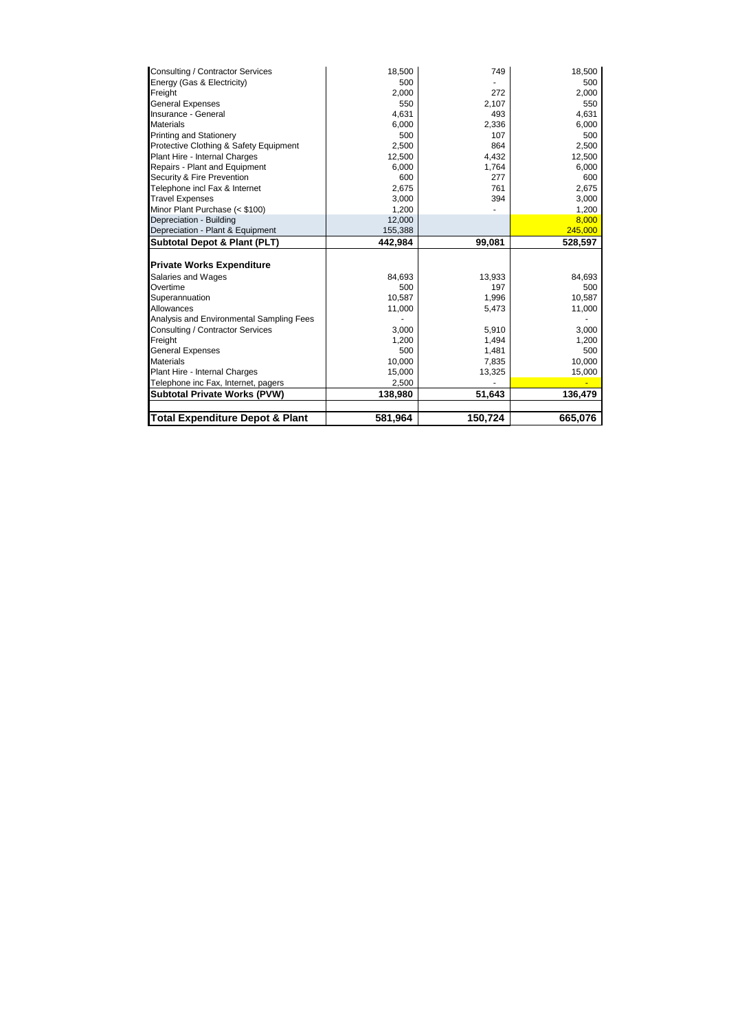| | | | |
|---|---|---|---|
| Consulting / Contractor Services | 18,500 | 749 | 18,500 |
| Energy (Gas & Electricity) | 500 | - | 500 |
| Freight | 2,000 | 272 | 2,000 |
| General Expenses | 550 | 2,107 | 550 |
| Insurance - General | 4,631 | 493 | 4,631 |
| Materials | 6,000 | 2,336 | 6,000 |
| Printing and Stationery | 500 | 107 | 500 |
| Protective Clothing & Safety Equipment | 2,500 | 864 | 2,500 |
| Plant Hire - Internal Charges | 12,500 | 4,432 | 12,500 |
| Repairs - Plant and Equipment | 6,000 | 1,764 | 6,000 |
| Security & Fire Prevention | 600 | 277 | 600 |
| Telephone incl Fax & Internet | 2,675 | 761 | 2,675 |
| Travel Expenses | 3,000 | 394 | 3,000 |
| Minor Plant Purchase (< $100) | 1,200 | - | 1,200 |
| Depreciation - Building | 12,000 | | 8,000 |
| Depreciation - Plant & Equipment | 155,388 | | 245,000 |
| **Subtotal Depot & Plant (PLT)** | **442,984** | **99,081** | **528,597** |
| | | | |
| **Private Works Expenditure** | | | |
| Salaries and Wages | 84,693 | 13,933 | 84,693 |
| Overtime | 500 | 197 | 500 |
| Superannuation | 10,587 | 1,996 | 10,587 |
| Allowances | 11,000 | 5,473 | 11,000 |
| Analysis and Environmental Sampling Fees | - | | - |
| Consulting / Contractor Services | 3,000 | 5,910 | 3,000 |
| Freight | 1,200 | 1,494 | 1,200 |
| General Expenses | 500 | 1,481 | 500 |
| Materials | 10,000 | 7,835 | 10,000 |
| Plant Hire - Internal Charges | 15,000 | 13,325 | 15,000 |
| Telephone inc Fax, Internet, pagers | 2,500 | - | - |
| **Subtotal Private Works (PVW)** | **138,980** | **51,643** | **136,479** |
| | | | |
| **Total Expenditure Depot & Plant** | **581,964** | **150,724** | **665,076** |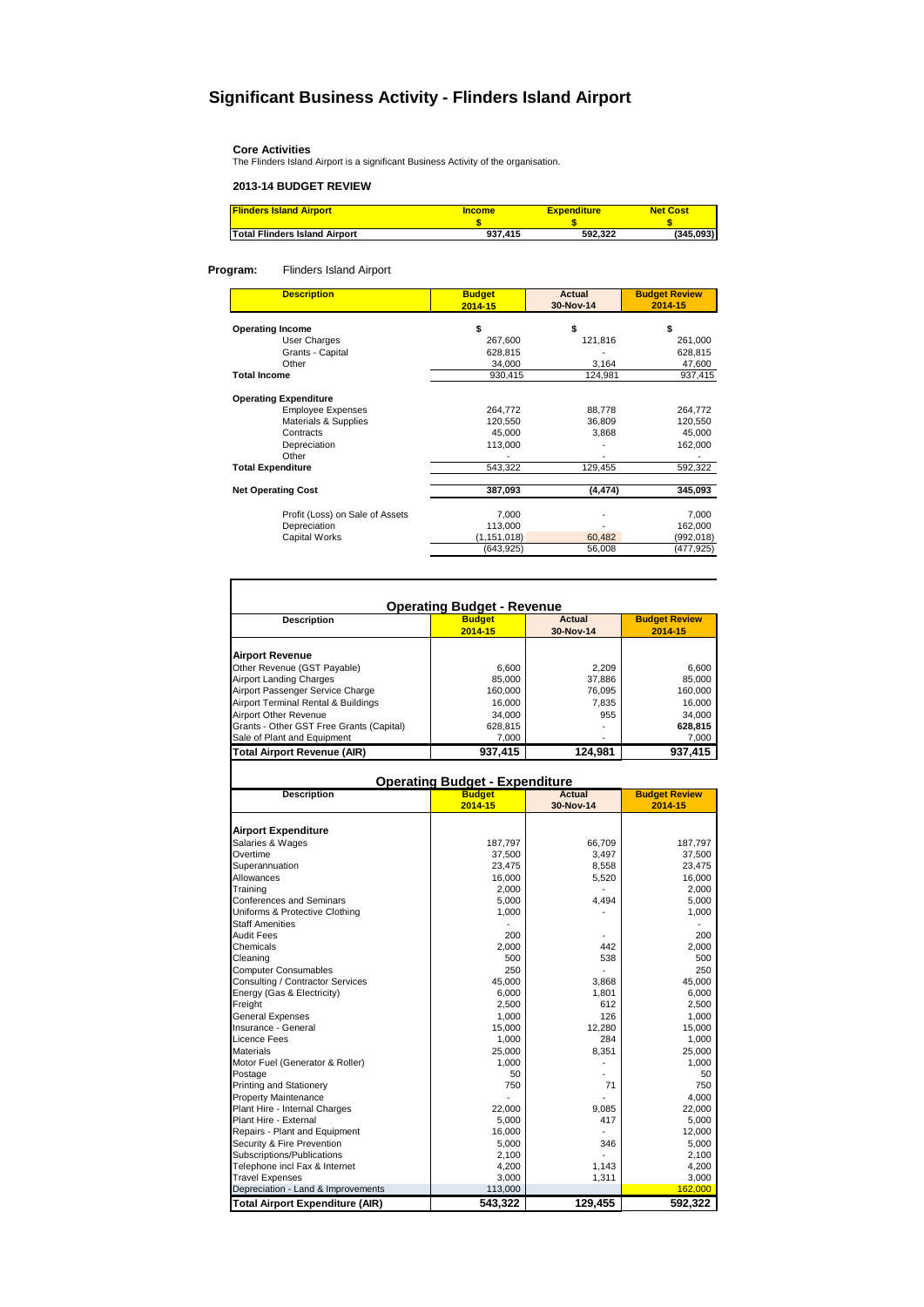# Significant Business Activity - Flinders Island Airport

**Core Activities**

The Flinders Island Airport is a significant Business Activity of the organisation.

**2013-14 BUDGET REVIEW**

| Flinders Island Airport | Income $ | Expenditure $ | Net Cost $ |
|---|---|---|---|
| **Total Flinders Island Airport** | **937,415** | **592,322** | **(345,093)** |

**Program:** Flinders Island Airport

| Description | Budget 2014-15 | Actual 30-Nov-14 | Budget Review 2014-15 |
|---|---|---|---|
| **Operating Income** | $ | $ | $ |
| User Charges | 267,600 | 121,816 | 261,000 |
| Grants - Capital | 628,815 | - | 628,815 |
| Other | 34,000 | 3,164 | 47,600 |
| **Total Income** | 930,415 | 124,981 | 937,415 |
| **Operating Expenditure** | | | |
| Employee Expenses | 264,772 | 88,778 | 264,772 |
| Materials & Supplies | 120,550 | 36,809 | 120,550 |
| Contracts | 45,000 | 3,868 | 45,000 |
| Depreciation | 113,000 | - | 162,000 |
| Other | - | - | - |
| **Total Expenditure** | 543,322 | 129,455 | 592,322 |
| **Net Operating Cost** | **387,093** | **(4,474)** | **345,093** |
| Profit (Loss) on Sale of Assets | 7,000 | - | 7,000 |
| Depreciation | 113,000 | - | 162,000 |
| Capital Works | (1,151,018) | 60,482 | (992,018) |
| | (643,925) | 56,008 | (477,925) |

## Operating Budget - Revenue

| Description | Budget 2014-15 | Actual 30-Nov-14 | Budget Review 2014-15 |
|---|---|---|---|
| **Airport Revenue** | | | |
| Other Revenue (GST Payable) | 6,600 | 2,209 | 6,600 |
| Airport Landing Charges | 85,000 | 37,886 | 85,000 |
| Airport Passenger Service Charge | 160,000 | 76,095 | 160,000 |
| Airport Terminal Rental & Buildings | 16,000 | 7,835 | 16,000 |
| Airport Other Revenue | 34,000 | 955 | 34,000 |
| Grants - Other GST Free Grants (Capital) | 628,815 | - | **628,815** |
| Sale of Plant and Equipment | 7,000 | - | 7,000 |
| **Total Airport Revenue (AIR)** | **937,415** | **124,981** | **937,415** |

## Operating Budget - Expenditure

| Description | Budget 2014-15 | Actual 30-Nov-14 | Budget Review 2014-15 |
|---|---|---|---|
| **Airport Expenditure** | | | |
| Salaries & Wages | 187,797 | 66,709 | 187,797 |
| Overtime | 37,500 | 3,497 | 37,500 |
| Superannuation | 23,475 | 8,558 | 23,475 |
| Allowances | 16,000 | 5,520 | 16,000 |
| Training | 2,000 | - | 2,000 |
| Conferences and Seminars | 5,000 | 4,494 | 5,000 |
| Uniforms & Protective Clothing | 1,000 | - | 1,000 |
| Staff Amenities | - | | - |
| Audit Fees | 200 | - | 200 |
| Chemicals | 2,000 | 442 | 2,000 |
| Cleaning | 500 | 538 | 500 |
| Computer Consumables | 250 | - | 250 |
| Consulting / Contractor Services | 45,000 | 3,868 | 45,000 |
| Energy (Gas & Electricity) | 6,000 | 1,801 | 6,000 |
| Freight | 2,500 | 612 | 2,500 |
| General Expenses | 1,000 | 126 | 1,000 |
| Insurance - General | 15,000 | 12,280 | 15,000 |
| Licence Fees | 1,000 | 284 | 1,000 |
| Materials | 25,000 | 8,351 | 25,000 |
| Motor Fuel (Generator & Roller) | 1,000 | - | 1,000 |
| Postage | 50 | - | 50 |
| Printing and Stationery | 750 | 71 | 750 |
| Property Maintenance | - | - | 4,000 |
| Plant Hire - Internal Charges | 22,000 | 9,085 | 22,000 |
| Plant Hire - External | 5,000 | 417 | 5,000 |
| Repairs - Plant and Equipment | 16,000 | - | 12,000 |
| Security & Fire Prevention | 5,000 | 346 | 5,000 |
| Subscriptions/Publications | 2,100 | - | 2,100 |
| Telephone incl Fax & Internet | 4,200 | 1,143 | 4,200 |
| Travel Expenses | 3,000 | 1,311 | 3,000 |
| Depreciation - Land & Improvements | 113,000 | | 162,000 |
| **Total Airport Expenditure (AIR)** | **543,322** | **129,455** | **592,322** |